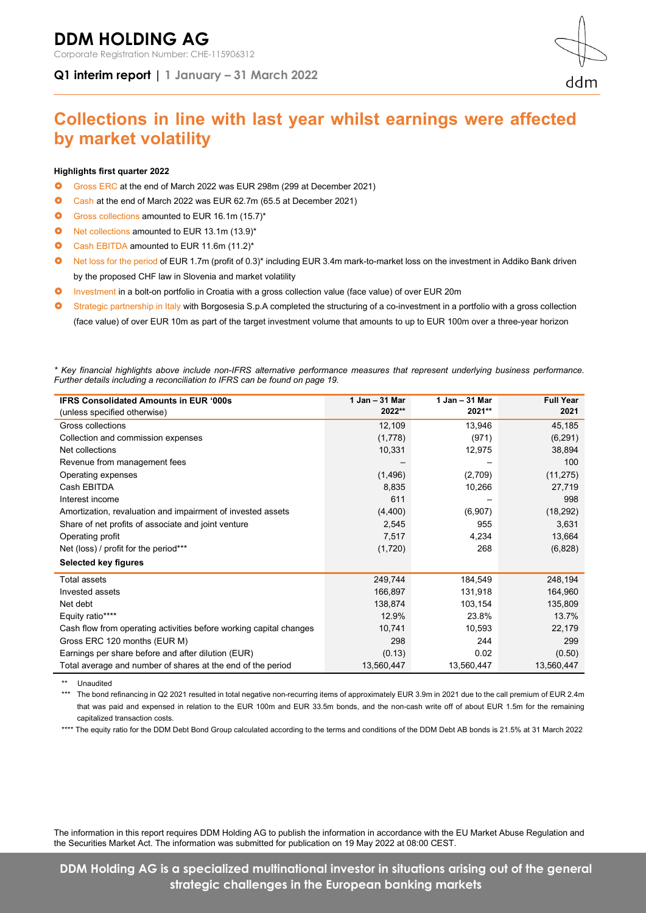# DDM HOLDING AG

Corporate Registration Number: CHE-115906312

**Q1 interim report** | 1 January – 31 March 2022

## Collections in line with last year whilst earnings were affected by market volatility

**Highlights first quarter 2022**

- Gross ERC at the end of March 2022 was EUR 298m (299 at December 2021)
- Cash at the end of March 2022 was EUR 62.7m (65.5 at December 2021)
- Gross collections amounted to EUR 16.1m (15.7)*
- Net collections amounted to EUR 13.1m (13.9)*
- Cash EBITDA amounted to EUR 11.6m (11.2)*
- Net loss for the period of EUR 1.7m (profit of 0.3)* including EUR 3.4m mark-to-market loss on the investment in Addiko Bank driven by the proposed CHF law in Slovenia and market volatility
- Investment in a bolt-on portfolio in Croatia with a gross collection value (face value) of over EUR 20m
- Strategic partnership in Italy with Borgosesia S.p.A completed the structuring of a co-investment in a portfolio with a gross collection (face value) of over EUR 10m as part of the target investment volume that amounts to up to EUR 100m over a three-year horizon

*\* Key financial highlights above include non-IFRS alternative performance measures that represent underlying business performance. Further details including a reconciliation to IFRS can be found on page 19.*

| IFRS Consolidated Amounts in EUR '000s (unless specified otherwise) | 1 Jan – 31 Mar 2022** | 1 Jan – 31 Mar 2021** | Full Year 2021 |
|---|---|---|---|
| Gross collections | 12,109 | 13,946 | 45,185 |
| Collection and commission expenses | (1,778) | (971) | (6,291) |
| Net collections | 10,331 | 12,975 | 38,894 |
| Revenue from management fees | – | – | 100 |
| Operating expenses | (1,496) | (2,709) | (11,275) |
| Cash EBITDA | 8,835 | 10,266 | 27,719 |
| Interest income | 611 | – | 998 |
| Amortization, revaluation and impairment of invested assets | (4,400) | (6,907) | (18,292) |
| Share of net profits of associate and joint venture | 2,545 | 955 | 3,631 |
| Operating profit | 7,517 | 4,234 | 13,664 |
| Net (loss) / profit for the period*** | (1,720) | 268 | (6,828) |
| **Selected key figures** | | | |
| Total assets | 249,744 | 184,549 | 248,194 |
| Invested assets | 166,897 | 131,918 | 164,960 |
| Net debt | 138,874 | 103,154 | 135,809 |
| Equity ratio**** | 12.9% | 23.8% | 13.7% |
| Cash flow from operating activities before working capital changes | 10,741 | 10,593 | 22,179 |
| Gross ERC 120 months (EUR M) | 298 | 244 | 299 |
| Earnings per share before and after dilution (EUR) | (0.13) | 0.02 | (0.50) |
| Total average and number of shares at the end of the period | 13,560,447 | 13,560,447 | 13,560,447 |

\*\* Unaudited

\*\*\* The bond refinancing in Q2 2021 resulted in total negative non-recurring items of approximately EUR 3.9m in 2021 due to the call premium of EUR 2.4m that was paid and expensed in relation to the EUR 100m and EUR 33.5m bonds, and the non-cash write off of about EUR 1.5m for the remaining capitalized transaction costs.

\*\*\*\* The equity ratio for the DDM Debt Bond Group calculated according to the terms and conditions of the DDM Debt AB bonds is 21.5% at 31 March 2022

The information in this report requires DDM Holding AG to publish the information in accordance with the EU Market Abuse Regulation and the Securities Market Act. The information was submitted for publication on 19 May 2022 at 08:00 CEST.

**DDM Holding AG is a specialized multinational investor in situations arising out of the general strategic challenges in the European banking markets**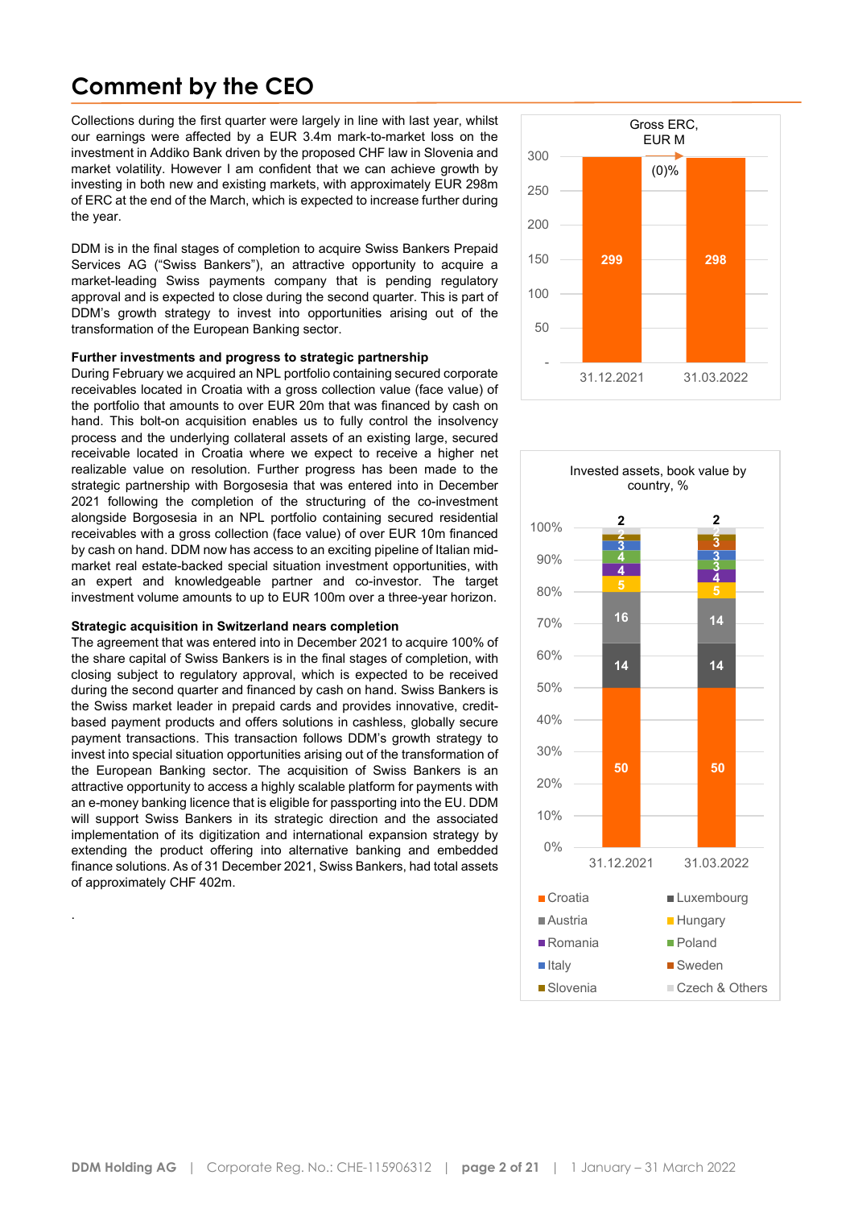# Comment by the CEO

Collections during the first quarter were largely in line with last year, whilst our earnings were affected by a EUR 3.4m mark-to-market loss on the investment in Addiko Bank driven by the proposed CHF law in Slovenia and market volatility. However I am confident that we can achieve growth by investing in both new and existing markets, with approximately EUR 298m of ERC at the end of the March, which is expected to increase further during the year.

DDM is in the final stages of completion to acquire Swiss Bankers Prepaid Services AG ("Swiss Bankers"), an attractive opportunity to acquire a market-leading Swiss payments company that is pending regulatory approval and is expected to close during the second quarter. This is part of DDM's growth strategy to invest into opportunities arising out of the transformation of the European Banking sector.

**Further investments and progress to strategic partnership**

During February we acquired an NPL portfolio containing secured corporate receivables located in Croatia with a gross collection value (face value) of the portfolio that amounts to over EUR 20m that was financed by cash on hand. This bolt-on acquisition enables us to fully control the insolvency process and the underlying collateral assets of an existing large, secured receivable located in Croatia where we expect to receive a higher net realizable value on resolution. Further progress has been made to the strategic partnership with Borgosesia that was entered into in December 2021 following the completion of the structuring of the co-investment alongside Borgosesia in an NPL portfolio containing secured residential receivables with a gross collection (face value) of over EUR 10m financed by cash on hand. DDM now has access to an exciting pipeline of Italian mid-market real estate-backed special situation investment opportunities, with an expert and knowledgeable partner and co-investor. The target investment volume amounts to up to EUR 100m over a three-year horizon.

**Strategic acquisition in Switzerland nears completion**

The agreement that was entered into in December 2021 to acquire 100% of the share capital of Swiss Bankers is in the final stages of completion, with closing subject to regulatory approval, which is expected to be received during the second quarter and financed by cash on hand. Swiss Bankers is the Swiss market leader in prepaid cards and provides innovative, credit-based payment products and offers solutions in cashless, globally secure payment transactions. This transaction follows DDM's growth strategy to invest into special situation opportunities arising out of the transformation of the European Banking sector. The acquisition of Swiss Bankers is an attractive opportunity to access a highly scalable platform for payments with an e-money banking licence that is eligible for passporting into the EU. DDM will support Swiss Bankers in its strategic direction and the associated implementation of its digitization and international expansion strategy by extending the product offering into alternative banking and embedded finance solutions. As of 31 December 2021, Swiss Bankers, had total assets of approximately CHF 402m.

**Gross ERC, EUR M**

| | 31.12.2021 | 31.03.2022 |
|---|---|---|
| Gross ERC | 299 | 298 |
| Change | | (0)% |

**Invested assets, book value by country, %**

| Country | 31.12.2021 | 31.03.2022 |
|---|---|---|
| Croatia | 50 | 50 |
| Luxembourg | 14 | 14 |
| Austria | 16 | 14 |
| Hungary | 5 | 5 |
| Romania | 4 | 4 |
| Poland | 4 | 3 |
| Italy | 3 | 3 |
| Sweden | | 3 |
| Slovenia | 2 | 2 |
| Czech & Others | 2 | 2 |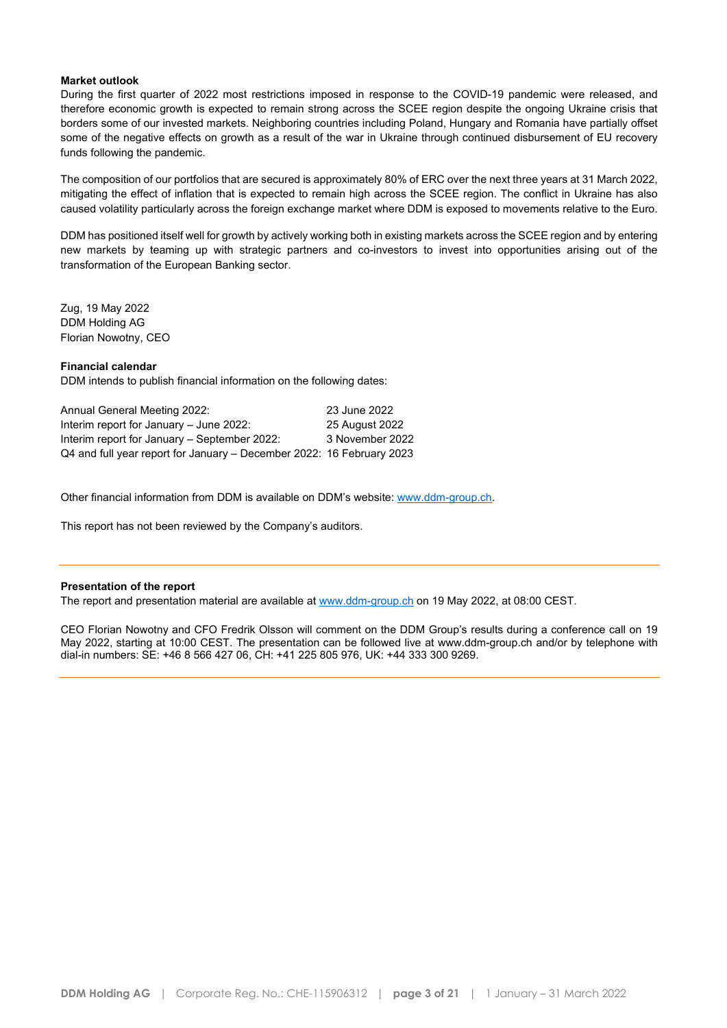**Market outlook**

During the first quarter of 2022 most restrictions imposed in response to the COVID-19 pandemic were released, and therefore economic growth is expected to remain strong across the SCEE region despite the ongoing Ukraine crisis that borders some of our invested markets. Neighboring countries including Poland, Hungary and Romania have partially offset some of the negative effects on growth as a result of the war in Ukraine through continued disbursement of EU recovery funds following the pandemic.

The composition of our portfolios that are secured is approximately 80% of ERC over the next three years at 31 March 2022, mitigating the effect of inflation that is expected to remain high across the SCEE region. The conflict in Ukraine has also caused volatility particularly across the foreign exchange market where DDM is exposed to movements relative to the Euro.

DDM has positioned itself well for growth by actively working both in existing markets across the SCEE region and by entering new markets by teaming up with strategic partners and co-investors to invest into opportunities arising out of the transformation of the European Banking sector.

Zug, 19 May 2022
DDM Holding AG
Florian Nowotny, CEO

**Financial calendar**

DDM intends to publish financial information on the following dates:

| | |
|---|---|
| Annual General Meeting 2022: | 23 June 2022 |
| Interim report for January – June 2022: | 25 August 2022 |
| Interim report for January – September 2022: | 3 November 2022 |
| Q4 and full year report for January – December 2022: | 16 February 2023 |

Other financial information from DDM is available on DDM's website: www.ddm-group.ch.

This report has not been reviewed by the Company's auditors.

---

**Presentation of the report**

The report and presentation material are available at www.ddm-group.ch on 19 May 2022, at 08:00 CEST.

CEO Florian Nowotny and CFO Fredrik Olsson will comment on the DDM Group's results during a conference call on 19 May 2022, starting at 10:00 CEST. The presentation can be followed live at www.ddm-group.ch and/or by telephone with dial-in numbers: SE: +46 8 566 427 06, CH: +41 225 805 976, UK: +44 333 300 9269.

---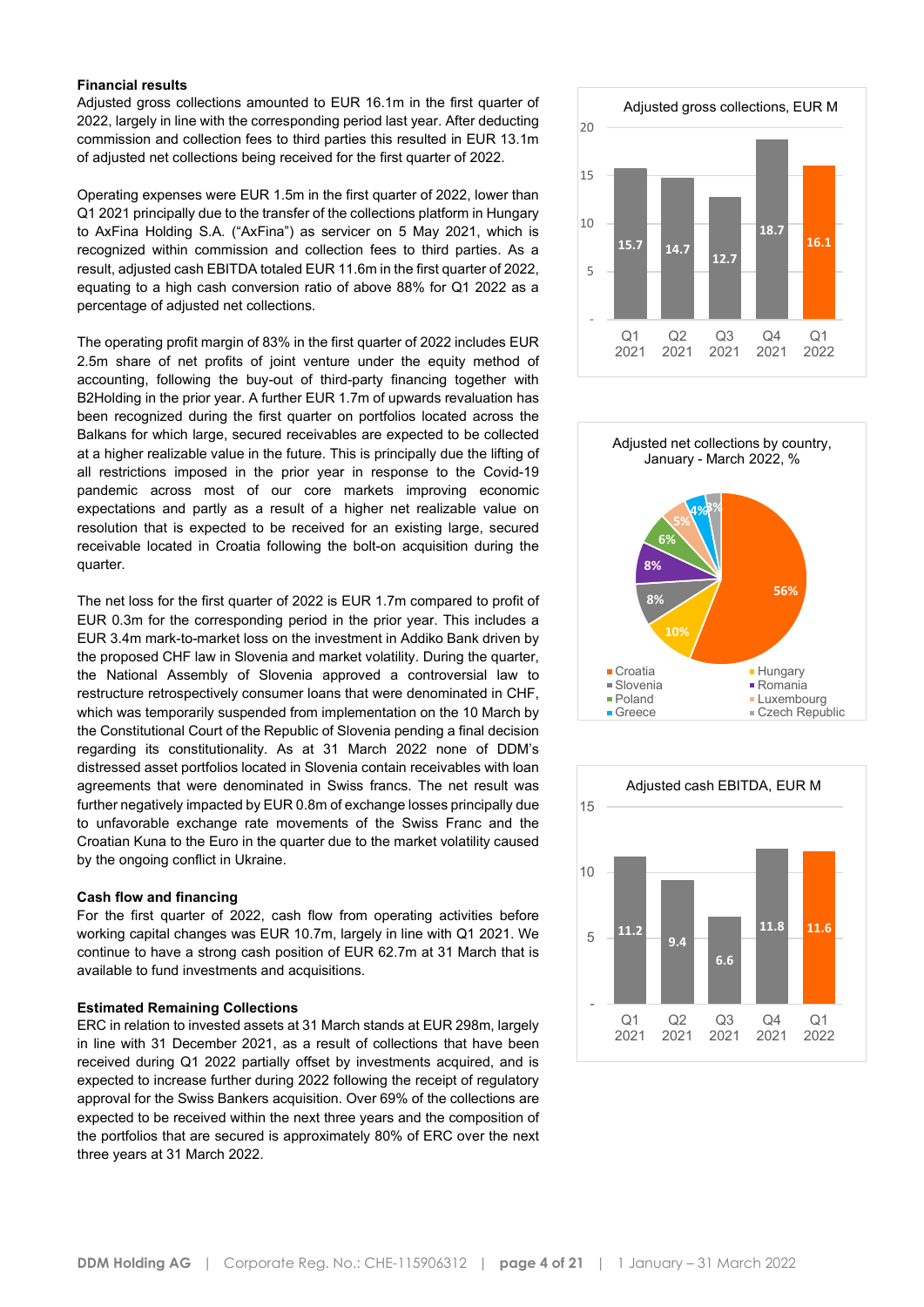**Financial results**

Adjusted gross collections amounted to EUR 16.1m in the first quarter of 2022, largely in line with the corresponding period last year. After deducting commission and collection fees to third parties this resulted in EUR 13.1m of adjusted net collections being received for the first quarter of 2022.

Operating expenses were EUR 1.5m in the first quarter of 2022, lower than Q1 2021 principally due to the transfer of the collections platform in Hungary to AxFina Holding S.A. ("AxFina") as servicer on 5 May 2021, which is recognized within commission and collection fees to third parties. As a result, adjusted cash EBITDA totaled EUR 11.6m in the first quarter of 2022, equating to a high cash conversion ratio of above 88% for Q1 2022 as a percentage of adjusted net collections.

The operating profit margin of 83% in the first quarter of 2022 includes EUR 2.5m share of net profits of joint venture under the equity method of accounting, following the buy-out of third-party financing together with B2Holding in the prior year. A further EUR 1.7m of upwards revaluation has been recognized during the first quarter on portfolios located across the Balkans for which large, secured receivables are expected to be collected at a higher realizable value in the future. This is principally due the lifting of all restrictions imposed in the prior year in response to the Covid-19 pandemic across most of our core markets improving economic expectations and partly as a result of a higher net realizable value on resolution that is expected to be received for an existing large, secured receivable located in Croatia following the bolt-on acquisition during the quarter.

The net loss for the first quarter of 2022 is EUR 1.7m compared to profit of EUR 0.3m for the corresponding period in the prior year. This includes a EUR 3.4m mark-to-market loss on the investment in Addiko Bank driven by the proposed CHF law in Slovenia and market volatility. During the quarter, the National Assembly of Slovenia approved a controversial law to restructure retrospectively consumer loans that were denominated in CHF, which was temporarily suspended from implementation on the 10 March by the Constitutional Court of the Republic of Slovenia pending a final decision regarding its constitutionality. As at 31 March 2022 none of DDM's distressed asset portfolios located in Slovenia contain receivables with loan agreements that were denominated in Swiss francs. The net result was further negatively impacted by EUR 0.8m of exchange losses principally due to unfavorable exchange rate movements of the Swiss Franc and the Croatian Kuna to the Euro in the quarter due to the market volatility caused by the ongoing conflict in Ukraine.

**Cash flow and financing**

For the first quarter of 2022, cash flow from operating activities before working capital changes was EUR 10.7m, largely in line with Q1 2021. We continue to have a strong cash position of EUR 62.7m at 31 March that is available to fund investments and acquisitions.

**Estimated Remaining Collections**

ERC in relation to invested assets at 31 March stands at EUR 298m, largely in line with 31 December 2021, as a result of collections that have been received during Q1 2022 partially offset by investments acquired, and is expected to increase further during 2022 following the receipt of regulatory approval for the Swiss Bankers acquisition. Over 69% of the collections are expected to be received within the next three years and the composition of the portfolios that are secured is approximately 80% of ERC over the next three years at 31 March 2022.

**Adjusted gross collections, EUR M**

| Q1 2021 | Q2 2021 | Q3 2021 | Q4 2021 | Q1 2022 |
|---|---|---|---|---|
| 15.7 | 14.7 | 12.7 | 18.7 | 16.1 |

**Adjusted net collections by country, January - March 2022, %**

| Country | % |
|---|---|
| Croatia | 56% |
| Hungary | 10% |
| Slovenia | 8% |
| Romania | 8% |
| Poland | 6% |
| Luxembourg | 5% |
| Greece | 4% |
| Czech Republic | 3% |

**Adjusted cash EBITDA, EUR M**

| Q1 2021 | Q2 2021 | Q3 2021 | Q4 2021 | Q1 2022 |
|---|---|---|---|---|
| 11.2 | 9.4 | 6.6 | 11.8 | 11.6 |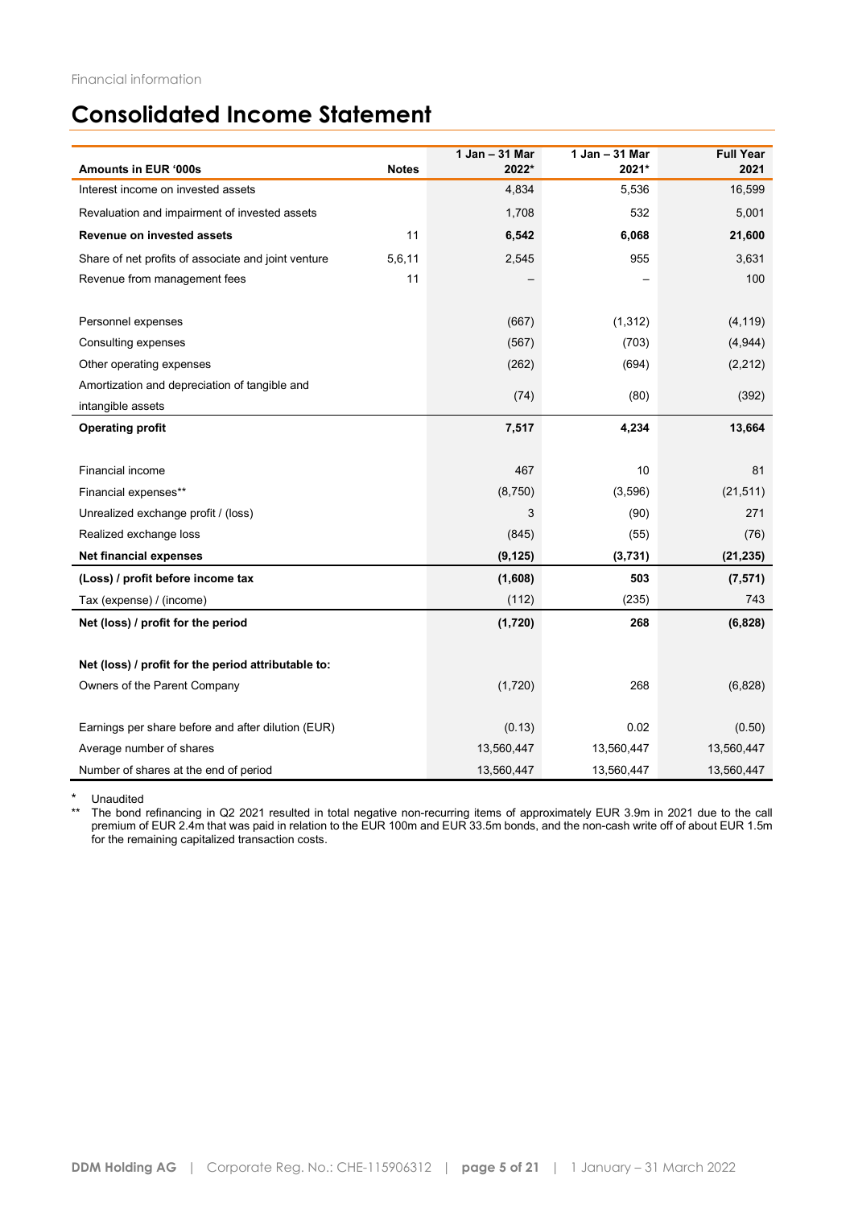Financial information

# Consolidated Income Statement

| Amounts in EUR '000s | Notes | 1 Jan – 31 Mar 2022* | 1 Jan – 31 Mar 2021* | Full Year 2021 |
|---|---|---|---|---|
| Interest income on invested assets | | 4,834 | 5,536 | 16,599 |
| Revaluation and impairment of invested assets | | 1,708 | 532 | 5,001 |
| **Revenue on invested assets** | 11 | **6,542** | **6,068** | **21,600** |
| Share of net profits of associate and joint venture | 5,6,11 | 2,545 | 955 | 3,631 |
| Revenue from management fees | 11 | – | – | 100 |
| | | | | |
| Personnel expenses | | (667) | (1,312) | (4,119) |
| Consulting expenses | | (567) | (703) | (4,944) |
| Other operating expenses | | (262) | (694) | (2,212) |
| Amortization and depreciation of tangible and intangible assets | | (74) | (80) | (392) |
| **Operating profit** | | **7,517** | **4,234** | **13,664** |
| | | | | |
| Financial income | | 467 | 10 | 81 |
| Financial expenses** | | (8,750) | (3,596) | (21,511) |
| Unrealized exchange profit / (loss) | | 3 | (90) | 271 |
| Realized exchange loss | | (845) | (55) | (76) |
| **Net financial expenses** | | **(9,125)** | **(3,731)** | **(21,235)** |
| **(Loss) / profit before income tax** | | **(1,608)** | **503** | **(7,571)** |
| Tax (expense) / (income) | | (112) | (235) | 743 |
| **Net (loss) / profit for the period** | | **(1,720)** | **268** | **(6,828)** |
| | | | | |
| **Net (loss) / profit for the period attributable to:** | | | | |
| Owners of the Parent Company | | (1,720) | 268 | (6,828) |
| | | | | |
| Earnings per share before and after dilution (EUR) | | (0.13) | 0.02 | (0.50) |
| Average number of shares | | 13,560,447 | 13,560,447 | 13,560,447 |
| Number of shares at the end of period | | 13,560,447 | 13,560,447 | 13,560,447 |

\* Unaudited

\*\* The bond refinancing in Q2 2021 resulted in total negative non-recurring items of approximately EUR 3.9m in 2021 due to the call premium of EUR 2.4m that was paid in relation to the EUR 100m and EUR 33.5m bonds, and the non-cash write off of about EUR 1.5m for the remaining capitalized transaction costs.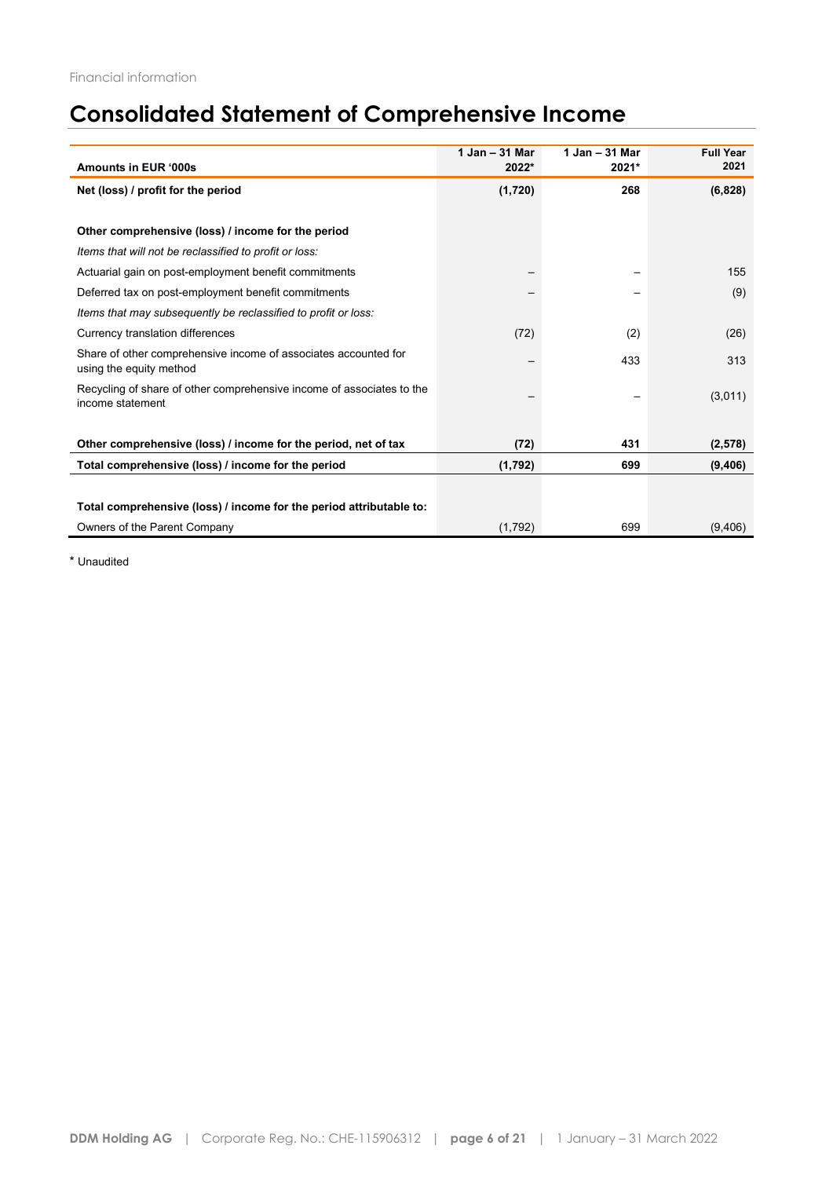Financial information

# Consolidated Statement of Comprehensive Income

| Amounts in EUR '000s | 1 Jan – 31 Mar 2022* | 1 Jan – 31 Mar 2021* | Full Year 2021 |
|---|---|---|---|
| **Net (loss) / profit for the period** | **(1,720)** | **268** | **(6,828)** |
| | | | |
| **Other comprehensive (loss) / income for the period** | | | |
| *Items that will not be reclassified to profit or loss:* | | | |
| Actuarial gain on post-employment benefit commitments | – | – | 155 |
| Deferred tax on post-employment benefit commitments | – | – | (9) |
| *Items that may subsequently be reclassified to profit or loss:* | | | |
| Currency translation differences | (72) | (2) | (26) |
| Share of other comprehensive income of associates accounted for using the equity method | – | 433 | 313 |
| Recycling of share of other comprehensive income of associates to the income statement | – | – | (3,011) |
| | | | |
| **Other comprehensive (loss) / income for the period, net of tax** | **(72)** | **431** | **(2,578)** |
| **Total comprehensive (loss) / income for the period** | **(1,792)** | **699** | **(9,406)** |
| | | | |
| **Total comprehensive (loss) / income for the period attributable to:** | | | |
| Owners of the Parent Company | (1,792) | 699 | (9,406) |

* Unaudited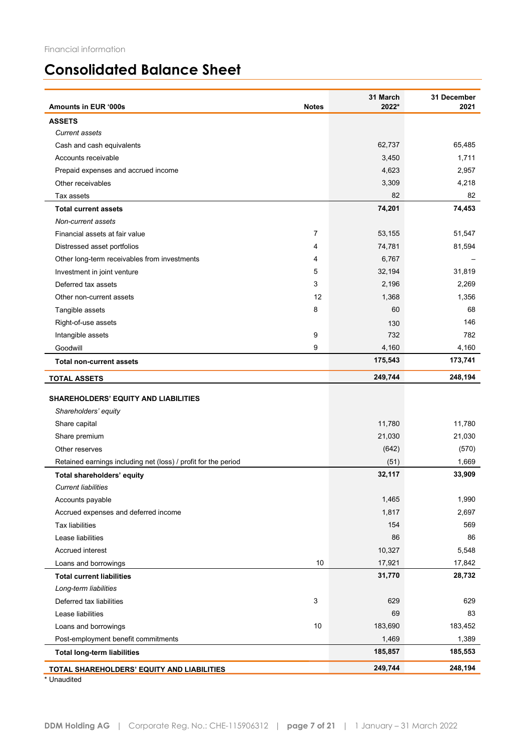Financial information

# Consolidated Balance Sheet

| Amounts in EUR '000s | Notes | 31 March 2022* | 31 December 2021 |
|---|---|---|---|
| **ASSETS** | | | |
| *Current assets* | | | |
| Cash and cash equivalents | | 62,737 | 65,485 |
| Accounts receivable | | 3,450 | 1,711 |
| Prepaid expenses and accrued income | | 4,623 | 2,957 |
| Other receivables | | 3,309 | 4,218 |
| Tax assets | | 82 | 82 |
| **Total current assets** | | **74,201** | **74,453** |
| *Non-current assets* | | | |
| Financial assets at fair value | 7 | 53,155 | 51,547 |
| Distressed asset portfolios | 4 | 74,781 | 81,594 |
| Other long-term receivables from investments | 4 | 6,767 | – |
| Investment in joint venture | 5 | 32,194 | 31,819 |
| Deferred tax assets | 3 | 2,196 | 2,269 |
| Other non-current assets | 12 | 1,368 | 1,356 |
| Tangible assets | 8 | 60 | 68 |
| Right-of-use assets | | 130 | 146 |
| Intangible assets | 9 | 732 | 782 |
| Goodwill | 9 | 4,160 | 4,160 |
| **Total non-current assets** | | **175,543** | **173,741** |
| **TOTAL ASSETS** | | **249,744** | **248,194** |
| | | | |
| **SHAREHOLDERS' EQUITY AND LIABILITIES** | | | |
| *Shareholders' equity* | | | |
| Share capital | | 11,780 | 11,780 |
| Share premium | | 21,030 | 21,030 |
| Other reserves | | (642) | (570) |
| Retained earnings including net (loss) / profit for the period | | (51) | 1,669 |
| **Total shareholders' equity** | | **32,117** | **33,909** |
| *Current liabilities* | | | |
| Accounts payable | | 1,465 | 1,990 |
| Accrued expenses and deferred income | | 1,817 | 2,697 |
| Tax liabilities | | 154 | 569 |
| Lease liabilities | | 86 | 86 |
| Accrued interest | | 10,327 | 5,548 |
| Loans and borrowings | 10 | 17,921 | 17,842 |
| **Total current liabilities** | | **31,770** | **28,732** |
| *Long-term liabilities* | | | |
| Deferred tax liabilities | 3 | 629 | 629 |
| Lease liabilities | | 69 | 83 |
| Loans and borrowings | 10 | 183,690 | 183,452 |
| Post-employment benefit commitments | | 1,469 | 1,389 |
| **Total long-term liabilities** | | **185,857** | **185,553** |
| **TOTAL SHAREHOLDERS' EQUITY AND LIABILITIES** | | **249,744** | **248,194** |

* Unaudited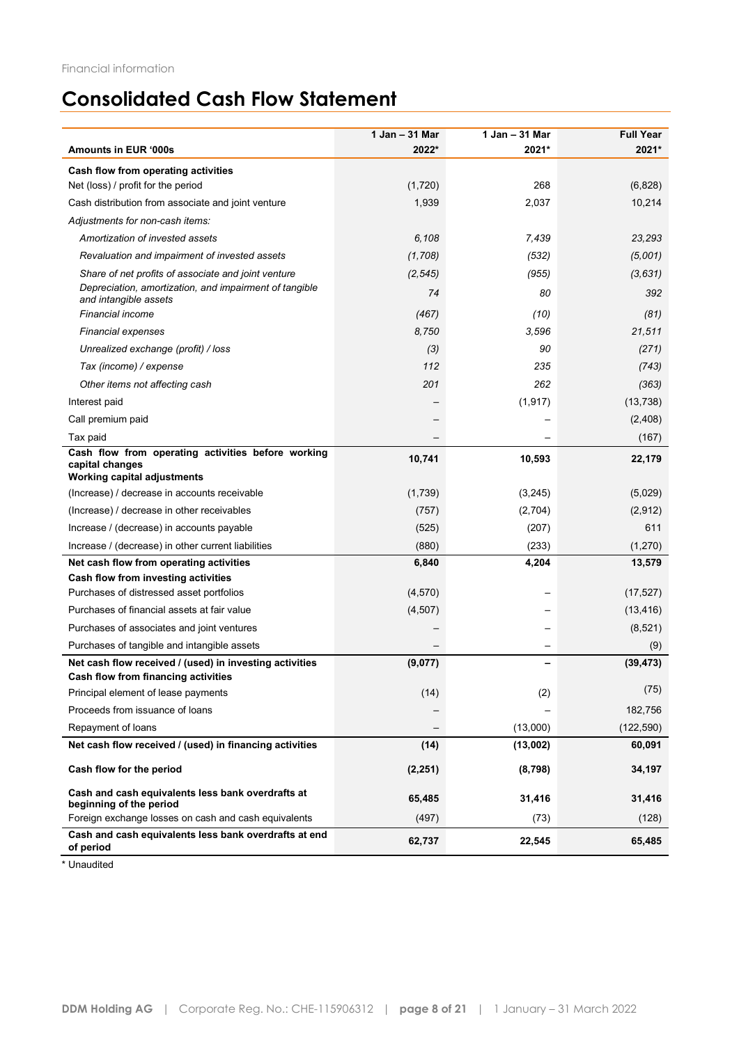Financial information

# Consolidated Cash Flow Statement

| Amounts in EUR '000s | 1 Jan – 31 Mar 2022* | 1 Jan – 31 Mar 2021* | Full Year 2021* |
|---|---|---|---|
| **Cash flow from operating activities** | | | |
| Net (loss) / profit for the period | (1,720) | 268 | (6,828) |
| Cash distribution from associate and joint venture | 1,939 | 2,037 | 10,214 |
| *Adjustments for non-cash items:* | | | |
| *Amortization of invested assets* | *6,108* | *7,439* | *23,293* |
| *Revaluation and impairment of invested assets* | *(1,708)* | *(532)* | *(5,001)* |
| *Share of net profits of associate and joint venture* | *(2,545)* | *(955)* | *(3,631)* |
| *Depreciation, amortization, and impairment of tangible and intangible assets* | *74* | *80* | *392* |
| *Financial income* | *(467)* | *(10)* | *(81)* |
| *Financial expenses* | *8,750* | *3,596* | *21,511* |
| *Unrealized exchange (profit) / loss* | *(3)* | *90* | *(271)* |
| *Tax (income) / expense* | *112* | *235* | *(743)* |
| *Other items not affecting cash* | *201* | *262* | *(363)* |
| Interest paid | – | (1,917) | (13,738) |
| Call premium paid | – | – | (2,408) |
| Tax paid | – | – | (167) |
| **Cash flow from operating activities before working capital changes** | **10,741** | **10,593** | **22,179** |
| **Working capital adjustments** | | | |
| (Increase) / decrease in accounts receivable | (1,739) | (3,245) | (5,029) |
| (Increase) / decrease in other receivables | (757) | (2,704) | (2,912) |
| Increase / (decrease) in accounts payable | (525) | (207) | 611 |
| Increase / (decrease) in other current liabilities | (880) | (233) | (1,270) |
| **Net cash flow from operating activities** | **6,840** | **4,204** | **13,579** |
| **Cash flow from investing activities** | | | |
| Purchases of distressed asset portfolios | (4,570) | – | (17,527) |
| Purchases of financial assets at fair value | (4,507) | – | (13,416) |
| Purchases of associates and joint ventures | – | – | (8,521) |
| Purchases of tangible and intangible assets | – | – | (9) |
| **Net cash flow received / (used) in investing activities** | **(9,077)** | **–** | **(39,473)** |
| **Cash flow from financing activities** | | | |
| Principal element of lease payments | (14) | (2) | (75) |
| Proceeds from issuance of loans | – | – | 182,756 |
| Repayment of loans | – | (13,000) | (122,590) |
| **Net cash flow received / (used) in financing activities** | **(14)** | **(13,002)** | **60,091** |
| **Cash flow for the period** | **(2,251)** | **(8,798)** | **34,197** |
| **Cash and cash equivalents less bank overdrafts at beginning of the period** | **65,485** | **31,416** | **31,416** |
| Foreign exchange losses on cash and cash equivalents | (497) | (73) | (128) |
| **Cash and cash equivalents less bank overdrafts at end of period** | **62,737** | **22,545** | **65,485** |

\* Unaudited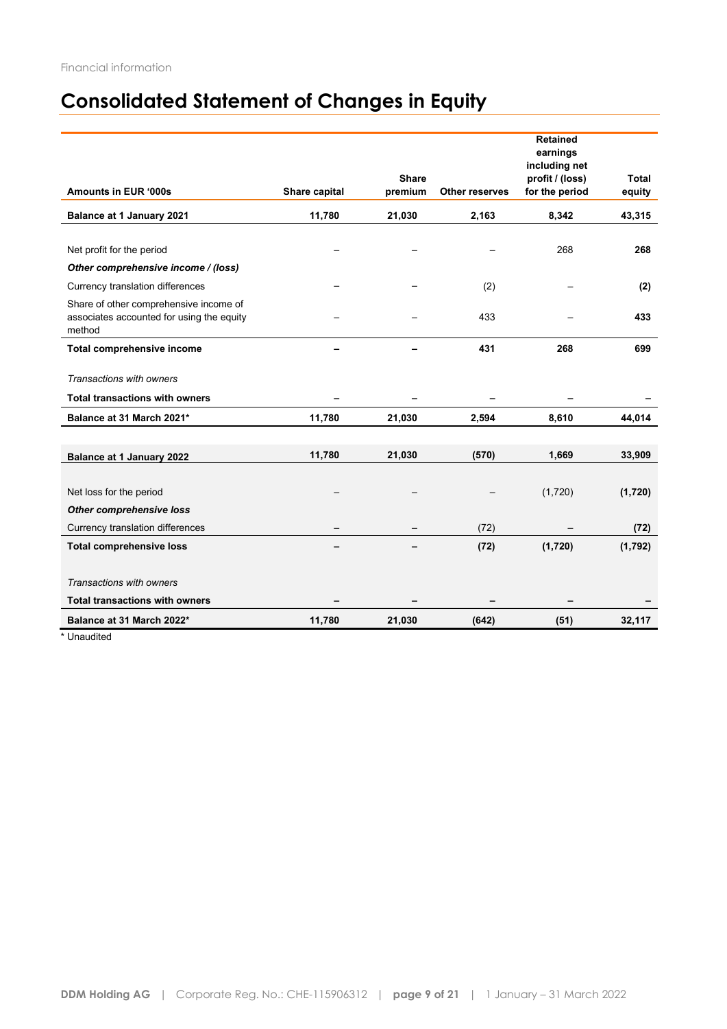Financial information

# Consolidated Statement of Changes in Equity

| Amounts in EUR '000s | Share capital | Share premium | Other reserves | Retained earnings including net profit / (loss) for the period | Total equity |
|---|---|---|---|---|---|
| **Balance at 1 January 2021** | **11,780** | **21,030** | **2,163** | **8,342** | **43,315** |
| | | | | | |
| Net profit for the period | – | – | – | 268 | **268** |
| ***Other comprehensive income / (loss)*** | | | | | |
| Currency translation differences | – | – | (2) | – | **(2)** |
| Share of other comprehensive income of associates accounted for using the equity method | – | – | 433 | – | **433** |
| **Total comprehensive income** | **–** | **–** | **431** | **268** | **699** |
| | | | | | |
| *Transactions with owners* | | | | | |
| **Total transactions with owners** | **–** | **–** | **–** | **–** | **–** |
| **Balance at 31 March 2021*** | **11,780** | **21,030** | **2,594** | **8,610** | **44,014** |
| | | | | | |
| **Balance at 1 January 2022** | **11,780** | **21,030** | **(570)** | **1,669** | **33,909** |
| | | | | | |
| Net loss for the period | – | – | – | (1,720) | **(1,720)** |
| ***Other comprehensive loss*** | | | | | |
| Currency translation differences | – | – | (72) | – | **(72)** |
| **Total comprehensive loss** | **–** | **–** | **(72)** | **(1,720)** | **(1,792)** |
| | | | | | |
| *Transactions with owners* | | | | | |
| **Total transactions with owners** | **–** | **–** | **–** | **–** | **–** |
| **Balance at 31 March 2022*** | **11,780** | **21,030** | **(642)** | **(51)** | **32,117** |

* Unaudited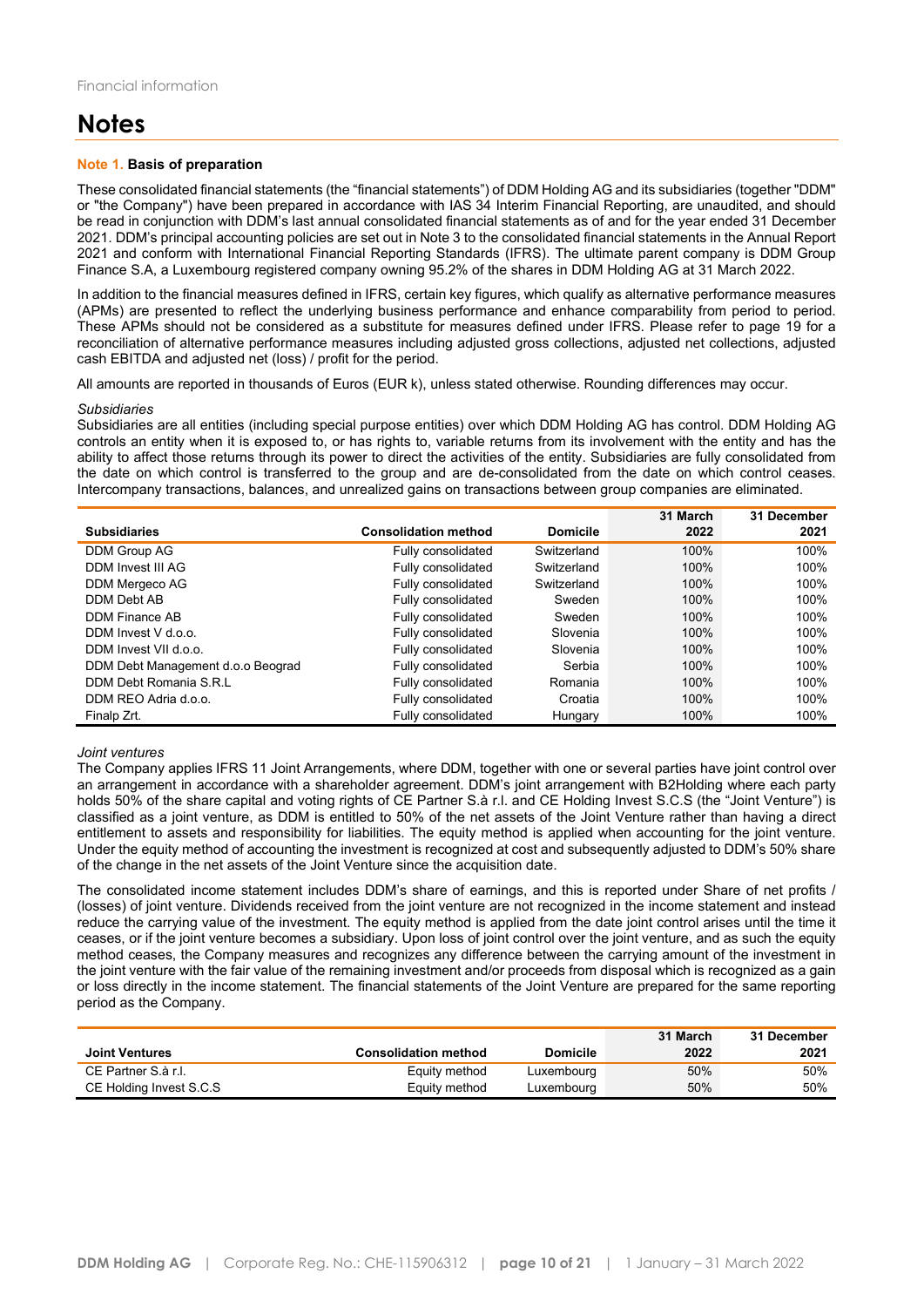Financial information

# Notes

**Note 1. Basis of preparation**

These consolidated financial statements (the "financial statements") of DDM Holding AG and its subsidiaries (together "DDM" or "the Company") have been prepared in accordance with IAS 34 Interim Financial Reporting, are unaudited, and should be read in conjunction with DDM's last annual consolidated financial statements as of and for the year ended 31 December 2021. DDM's principal accounting policies are set out in Note 3 to the consolidated financial statements in the Annual Report 2021 and conform with International Financial Reporting Standards (IFRS). The ultimate parent company is DDM Group Finance S.A, a Luxembourg registered company owning 95.2% of the shares in DDM Holding AG at 31 March 2022.

In addition to the financial measures defined in IFRS, certain key figures, which qualify as alternative performance measures (APMs) are presented to reflect the underlying business performance and enhance comparability from period to period. These APMs should not be considered as a substitute for measures defined under IFRS. Please refer to page 19 for a reconciliation of alternative performance measures including adjusted gross collections, adjusted net collections, adjusted cash EBITDA and adjusted net (loss) / profit for the period.

All amounts are reported in thousands of Euros (EUR k), unless stated otherwise. Rounding differences may occur.

*Subsidiaries*

Subsidiaries are all entities (including special purpose entities) over which DDM Holding AG has control. DDM Holding AG controls an entity when it is exposed to, or has rights to, variable returns from its involvement with the entity and has the ability to affect those returns through its power to direct the activities of the entity. Subsidiaries are fully consolidated from the date on which control is transferred to the group and are de-consolidated from the date on which control ceases. Intercompany transactions, balances, and unrealized gains on transactions between group companies are eliminated.

| Subsidiaries | Consolidation method | Domicile | 31 March 2022 | 31 December 2021 |
|---|---|---|---|---|
| DDM Group AG | Fully consolidated | Switzerland | 100% | 100% |
| DDM Invest III AG | Fully consolidated | Switzerland | 100% | 100% |
| DDM Mergeco AG | Fully consolidated | Switzerland | 100% | 100% |
| DDM Debt AB | Fully consolidated | Sweden | 100% | 100% |
| DDM Finance AB | Fully consolidated | Sweden | 100% | 100% |
| DDM Invest V d.o.o. | Fully consolidated | Slovenia | 100% | 100% |
| DDM Invest VII d.o.o. | Fully consolidated | Slovenia | 100% | 100% |
| DDM Debt Management d.o.o Beograd | Fully consolidated | Serbia | 100% | 100% |
| DDM Debt Romania S.R.L | Fully consolidated | Romania | 100% | 100% |
| DDM REO Adria d.o.o. | Fully consolidated | Croatia | 100% | 100% |
| Finalp Zrt. | Fully consolidated | Hungary | 100% | 100% |

*Joint ventures*

The Company applies IFRS 11 Joint Arrangements, where DDM, together with one or several parties have joint control over an arrangement in accordance with a shareholder agreement. DDM's joint arrangement with B2Holding where each party holds 50% of the share capital and voting rights of CE Partner S.à r.l. and CE Holding Invest S.C.S (the "Joint Venture") is classified as a joint venture, as DDM is entitled to 50% of the net assets of the Joint Venture rather than having a direct entitlement to assets and responsibility for liabilities. The equity method is applied when accounting for the joint venture. Under the equity method of accounting the investment is recognized at cost and subsequently adjusted to DDM's 50% share of the change in the net assets of the Joint Venture since the acquisition date.

The consolidated income statement includes DDM's share of earnings, and this is reported under Share of net profits / (losses) of joint venture. Dividends received from the joint venture are not recognized in the income statement and instead reduce the carrying value of the investment. The equity method is applied from the date joint control arises until the time it ceases, or if the joint venture becomes a subsidiary. Upon loss of joint control over the joint venture, and as such the equity method ceases, the Company measures and recognizes any difference between the carrying amount of the investment in the joint venture with the fair value of the remaining investment and/or proceeds from disposal which is recognized as a gain or loss directly in the income statement. The financial statements of the Joint Venture are prepared for the same reporting period as the Company.

| Joint Ventures | Consolidation method | Domicile | 31 March 2022 | 31 December 2021 |
|---|---|---|---|---|
| CE Partner S.à r.l. | Equity method | Luxembourg | 50% | 50% |
| CE Holding Invest S.C.S | Equity method | Luxembourg | 50% | 50% |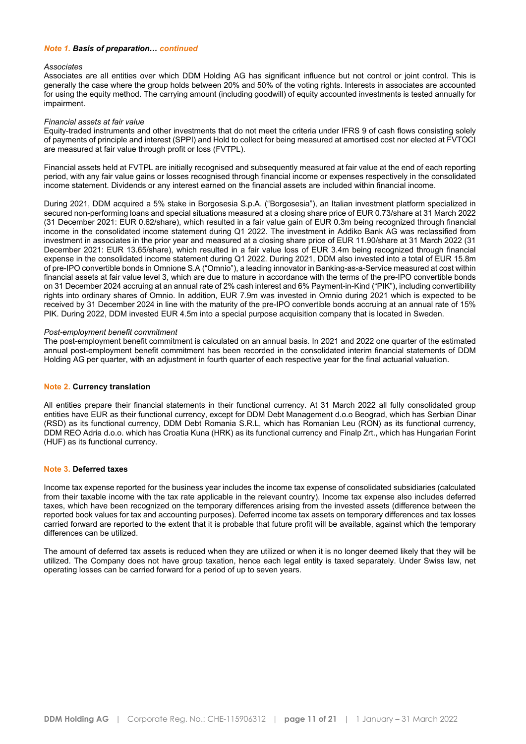#### *Note 1. Basis of preparation… continued*

*Associates*
Associates are all entities over which DDM Holding AG has significant influence but not control or joint control. This is generally the case where the group holds between 20% and 50% of the voting rights. Interests in associates are accounted for using the equity method. The carrying amount (including goodwill) of equity accounted investments is tested annually for impairment.

*Financial assets at fair value*
Equity-traded instruments and other investments that do not meet the criteria under IFRS 9 of cash flows consisting solely of payments of principle and interest (SPPI) and Hold to collect for being measured at amortised cost nor elected at FVTOCI are measured at fair value through profit or loss (FVTPL).

Financial assets held at FVTPL are initially recognised and subsequently measured at fair value at the end of each reporting period, with any fair value gains or losses recognised through financial income or expenses respectively in the consolidated income statement. Dividends or any interest earned on the financial assets are included within financial income.

During 2021, DDM acquired a 5% stake in Borgosesia S.p.A. ("Borgosesia"), an Italian investment platform specialized in secured non-performing loans and special situations measured at a closing share price of EUR 0.73/share at 31 March 2022 (31 December 2021: EUR 0.62/share), which resulted in a fair value gain of EUR 0.3m being recognized through financial income in the consolidated income statement during Q1 2022. The investment in Addiko Bank AG was reclassified from investment in associates in the prior year and measured at a closing share price of EUR 11.90/share at 31 March 2022 (31 December 2021: EUR 13.65/share), which resulted in a fair value loss of EUR 3.4m being recognized through financial expense in the consolidated income statement during Q1 2022. During 2021, DDM also invested into a total of EUR 15.8m of pre-IPO convertible bonds in Omnione S.A ("Omnio"), a leading innovator in Banking-as-a-Service measured at cost within financial assets at fair value level 3, which are due to mature in accordance with the terms of the pre-IPO convertible bonds on 31 December 2024 accruing at an annual rate of 2% cash interest and 6% Payment-in-Kind ("PIK"), including convertibility rights into ordinary shares of Omnio. In addition, EUR 7.9m was invested in Omnio during 2021 which is expected to be received by 31 December 2024 in line with the maturity of the pre-IPO convertible bonds accruing at an annual rate of 15% PIK. During 2022, DDM invested EUR 4.5m into a special purpose acquisition company that is located in Sweden.

*Post-employment benefit commitment*
The post-employment benefit commitment is calculated on an annual basis. In 2021 and 2022 one quarter of the estimated annual post-employment benefit commitment has been recorded in the consolidated interim financial statements of DDM Holding AG per quarter, with an adjustment in fourth quarter of each respective year for the final actuarial valuation.

#### Note 2. Currency translation

All entities prepare their financial statements in their functional currency. At 31 March 2022 all fully consolidated group entities have EUR as their functional currency, except for DDM Debt Management d.o.o Beograd, which has Serbian Dinar (RSD) as its functional currency, DDM Debt Romania S.R.L, which has Romanian Leu (RON) as its functional currency, DDM REO Adria d.o.o. which has Croatia Kuna (HRK) as its functional currency and Finalp Zrt., which has Hungarian Forint (HUF) as its functional currency.

#### Note 3. Deferred taxes

Income tax expense reported for the business year includes the income tax expense of consolidated subsidiaries (calculated from their taxable income with the tax rate applicable in the relevant country). Income tax expense also includes deferred taxes, which have been recognized on the temporary differences arising from the invested assets (difference between the reported book values for tax and accounting purposes). Deferred income tax assets on temporary differences and tax losses carried forward are reported to the extent that it is probable that future profit will be available, against which the temporary differences can be utilized.

The amount of deferred tax assets is reduced when they are utilized or when it is no longer deemed likely that they will be utilized. The Company does not have group taxation, hence each legal entity is taxed separately. Under Swiss law, net operating losses can be carried forward for a period of up to seven years.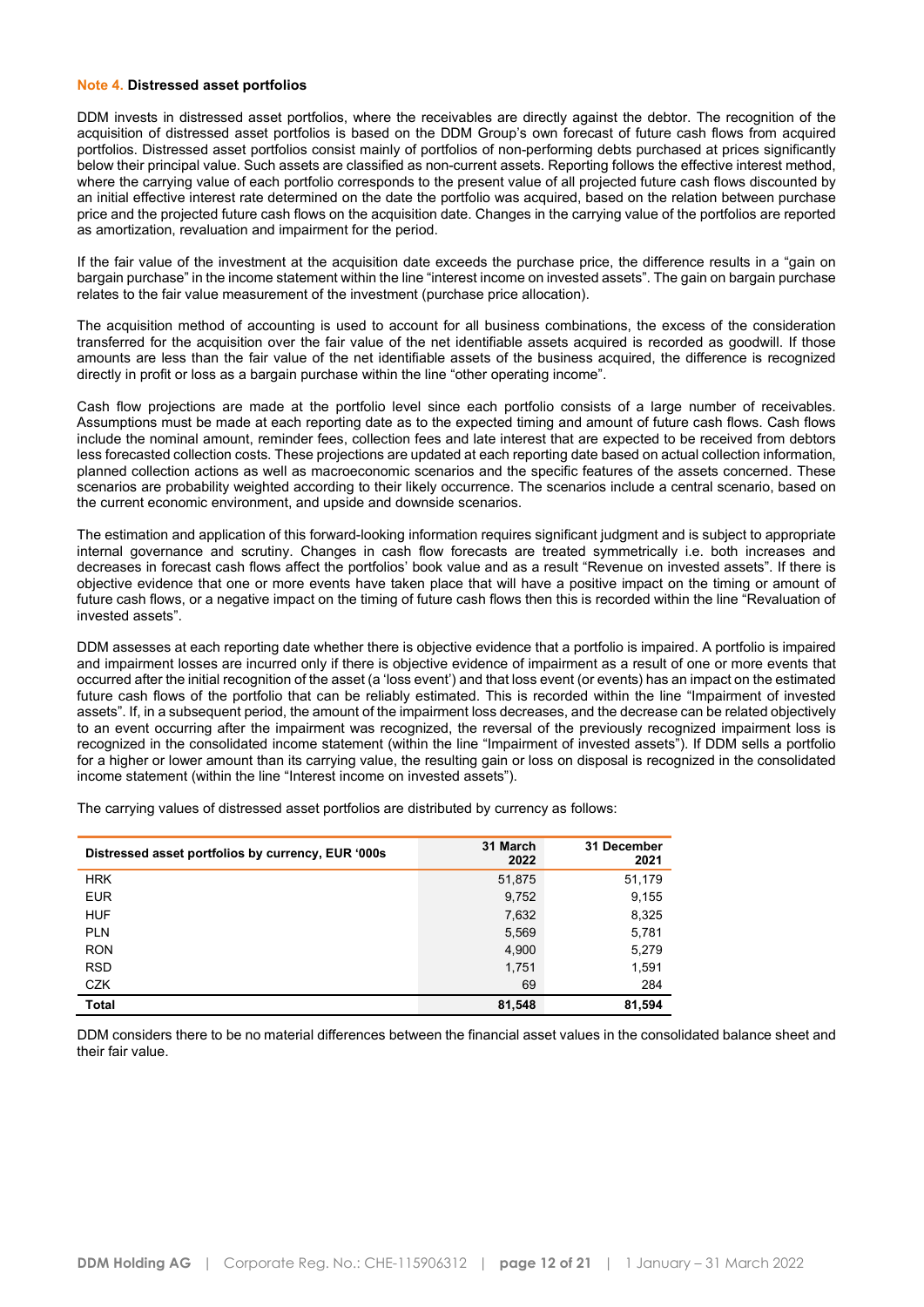### Note 4. Distressed asset portfolios

DDM invests in distressed asset portfolios, where the receivables are directly against the debtor. The recognition of the acquisition of distressed asset portfolios is based on the DDM Group's own forecast of future cash flows from acquired portfolios. Distressed asset portfolios consist mainly of portfolios of non-performing debts purchased at prices significantly below their principal value. Such assets are classified as non-current assets. Reporting follows the effective interest method, where the carrying value of each portfolio corresponds to the present value of all projected future cash flows discounted by an initial effective interest rate determined on the date the portfolio was acquired, based on the relation between purchase price and the projected future cash flows on the acquisition date. Changes in the carrying value of the portfolios are reported as amortization, revaluation and impairment for the period.

If the fair value of the investment at the acquisition date exceeds the purchase price, the difference results in a "gain on bargain purchase" in the income statement within the line "interest income on invested assets". The gain on bargain purchase relates to the fair value measurement of the investment (purchase price allocation).

The acquisition method of accounting is used to account for all business combinations, the excess of the consideration transferred for the acquisition over the fair value of the net identifiable assets acquired is recorded as goodwill. If those amounts are less than the fair value of the net identifiable assets of the business acquired, the difference is recognized directly in profit or loss as a bargain purchase within the line "other operating income".

Cash flow projections are made at the portfolio level since each portfolio consists of a large number of receivables. Assumptions must be made at each reporting date as to the expected timing and amount of future cash flows. Cash flows include the nominal amount, reminder fees, collection fees and late interest that are expected to be received from debtors less forecasted collection costs. These projections are updated at each reporting date based on actual collection information, planned collection actions as well as macroeconomic scenarios and the specific features of the assets concerned. These scenarios are probability weighted according to their likely occurrence. The scenarios include a central scenario, based on the current economic environment, and upside and downside scenarios.

The estimation and application of this forward-looking information requires significant judgment and is subject to appropriate internal governance and scrutiny. Changes in cash flow forecasts are treated symmetrically i.e. both increases and decreases in forecast cash flows affect the portfolios' book value and as a result "Revenue on invested assets". If there is objective evidence that one or more events have taken place that will have a positive impact on the timing or amount of future cash flows, or a negative impact on the timing of future cash flows then this is recorded within the line "Revaluation of invested assets".

DDM assesses at each reporting date whether there is objective evidence that a portfolio is impaired. A portfolio is impaired and impairment losses are incurred only if there is objective evidence of impairment as a result of one or more events that occurred after the initial recognition of the asset (a 'loss event') and that loss event (or events) has an impact on the estimated future cash flows of the portfolio that can be reliably estimated. This is recorded within the line "Impairment of invested assets". If, in a subsequent period, the amount of the impairment loss decreases, and the decrease can be related objectively to an event occurring after the impairment was recognized, the reversal of the previously recognized impairment loss is recognized in the consolidated income statement (within the line "Impairment of invested assets"). If DDM sells a portfolio for a higher or lower amount than its carrying value, the resulting gain or loss on disposal is recognized in the consolidated income statement (within the line "Interest income on invested assets").

The carrying values of distressed asset portfolios are distributed by currency as follows:

| Distressed asset portfolios by currency, EUR '000s | 31 March 2022 | 31 December 2021 |
|---|---|---|
| HRK | 51,875 | 51,179 |
| EUR | 9,752 | 9,155 |
| HUF | 7,632 | 8,325 |
| PLN | 5,569 | 5,781 |
| RON | 4,900 | 5,279 |
| RSD | 1,751 | 1,591 |
| CZK | 69 | 284 |
| **Total** | **81,548** | **81,594** |

DDM considers there to be no material differences between the financial asset values in the consolidated balance sheet and their fair value.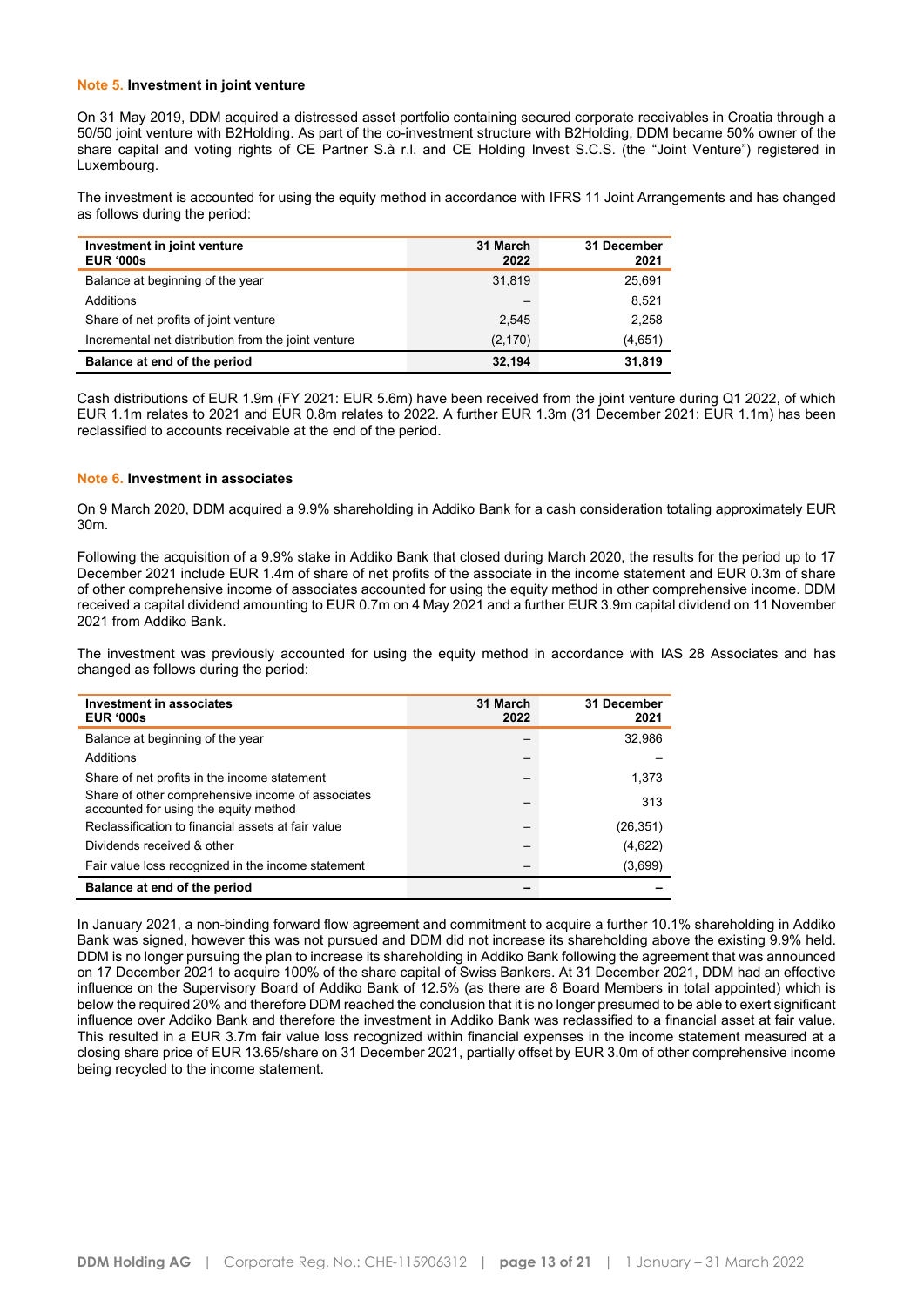### Note 5. Investment in joint venture

On 31 May 2019, DDM acquired a distressed asset portfolio containing secured corporate receivables in Croatia through a 50/50 joint venture with B2Holding. As part of the co-investment structure with B2Holding, DDM became 50% owner of the share capital and voting rights of CE Partner S.à r.l. and CE Holding Invest S.C.S. (the "Joint Venture") registered in Luxembourg.

The investment is accounted for using the equity method in accordance with IFRS 11 Joint Arrangements and has changed as follows during the period:

| Investment in joint venture<br>EUR '000s | 31 March 2022 | 31 December 2021 |
|---|---|---|
| Balance at beginning of the year | 31,819 | 25,691 |
| Additions | – | 8,521 |
| Share of net profits of joint venture | 2,545 | 2,258 |
| Incremental net distribution from the joint venture | (2,170) | (4,651) |
| **Balance at end of the period** | **32,194** | **31,819** |

Cash distributions of EUR 1.9m (FY 2021: EUR 5.6m) have been received from the joint venture during Q1 2022, of which EUR 1.1m relates to 2021 and EUR 0.8m relates to 2022. A further EUR 1.3m (31 December 2021: EUR 1.1m) has been reclassified to accounts receivable at the end of the period.

### Note 6. Investment in associates

On 9 March 2020, DDM acquired a 9.9% shareholding in Addiko Bank for a cash consideration totaling approximately EUR 30m.

Following the acquisition of a 9.9% stake in Addiko Bank that closed during March 2020, the results for the period up to 17 December 2021 include EUR 1.4m of share of net profits of the associate in the income statement and EUR 0.3m of share of other comprehensive income of associates accounted for using the equity method in other comprehensive income. DDM received a capital dividend amounting to EUR 0.7m on 4 May 2021 and a further EUR 3.9m capital dividend on 11 November 2021 from Addiko Bank.

The investment was previously accounted for using the equity method in accordance with IAS 28 Associates and has changed as follows during the period:

| Investment in associates<br>EUR '000s | 31 March 2022 | 31 December 2021 |
|---|---|---|
| Balance at beginning of the year | – | 32,986 |
| Additions | – | – |
| Share of net profits in the income statement | – | 1,373 |
| Share of other comprehensive income of associates accounted for using the equity method | – | 313 |
| Reclassification to financial assets at fair value | – | (26,351) |
| Dividends received & other | – | (4,622) |
| Fair value loss recognized in the income statement | – | (3,699) |
| **Balance at end of the period** | **–** | **–** |

In January 2021, a non-binding forward flow agreement and commitment to acquire a further 10.1% shareholding in Addiko Bank was signed, however this was not pursued and DDM did not increase its shareholding above the existing 9.9% held. DDM is no longer pursuing the plan to increase its shareholding in Addiko Bank following the agreement that was announced on 17 December 2021 to acquire 100% of the share capital of Swiss Bankers. At 31 December 2021, DDM had an effective influence on the Supervisory Board of Addiko Bank of 12.5% (as there are 8 Board Members in total appointed) which is below the required 20% and therefore DDM reached the conclusion that it is no longer presumed to be able to exert significant influence over Addiko Bank and therefore the investment in Addiko Bank was reclassified to a financial asset at fair value. This resulted in a EUR 3.7m fair value loss recognized within financial expenses in the income statement measured at a closing share price of EUR 13.65/share on 31 December 2021, partially offset by EUR 3.0m of other comprehensive income being recycled to the income statement.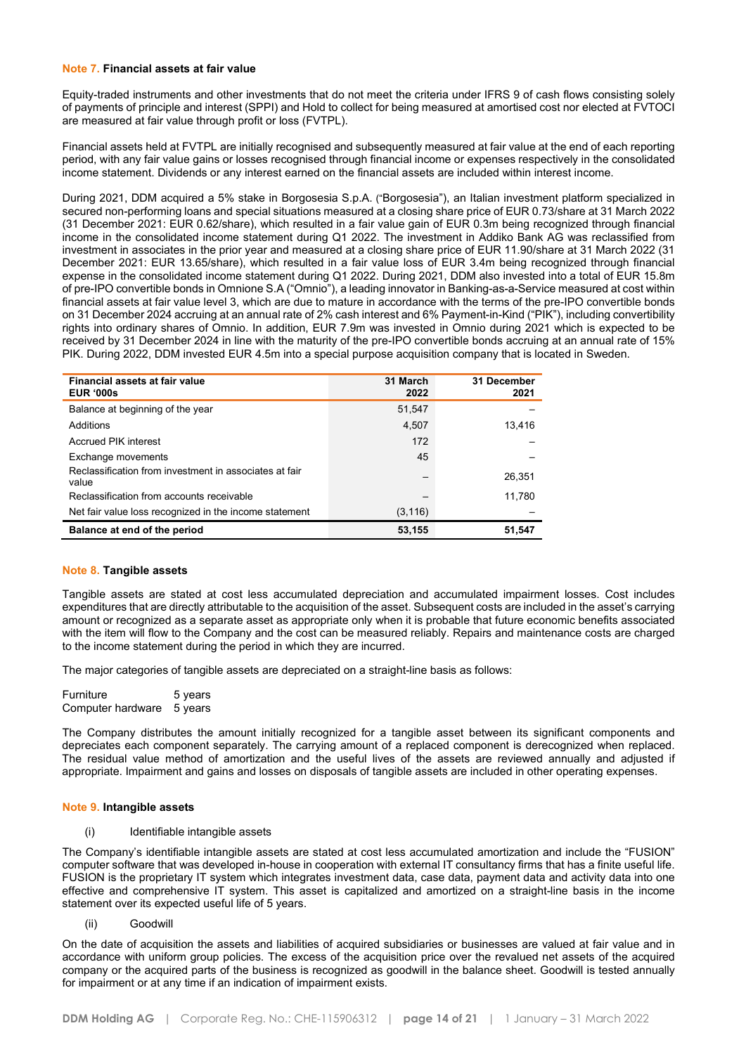### Note 7. Financial assets at fair value

Equity-traded instruments and other investments that do not meet the criteria under IFRS 9 of cash flows consisting solely of payments of principle and interest (SPPI) and Hold to collect for being measured at amortised cost nor elected at FVTOCI are measured at fair value through profit or loss (FVTPL).

Financial assets held at FVTPL are initially recognised and subsequently measured at fair value at the end of each reporting period, with any fair value gains or losses recognised through financial income or expenses respectively in the consolidated income statement. Dividends or any interest earned on the financial assets are included within interest income.

During 2021, DDM acquired a 5% stake in Borgosesia S.p.A. ("Borgosesia"), an Italian investment platform specialized in secured non-performing loans and special situations measured at a closing share price of EUR 0.73/share at 31 March 2022 (31 December 2021: EUR 0.62/share), which resulted in a fair value gain of EUR 0.3m being recognized through financial income in the consolidated income statement during Q1 2022. The investment in Addiko Bank AG was reclassified from investment in associates in the prior year and measured at a closing share price of EUR 11.90/share at 31 March 2022 (31 December 2021: EUR 13.65/share), which resulted in a fair value loss of EUR 3.4m being recognized through financial expense in the consolidated income statement during Q1 2022. During 2021, DDM also invested into a total of EUR 15.8m of pre-IPO convertible bonds in Omnione S.A ("Omnio"), a leading innovator in Banking-as-a-Service measured at cost within financial assets at fair value level 3, which are due to mature in accordance with the terms of the pre-IPO convertible bonds on 31 December 2024 accruing at an annual rate of 2% cash interest and 6% Payment-in-Kind ("PIK"), including convertibility rights into ordinary shares of Omnio. In addition, EUR 7.9m was invested in Omnio during 2021 which is expected to be received by 31 December 2024 in line with the maturity of the pre-IPO convertible bonds accruing at an annual rate of 15% PIK. During 2022, DDM invested EUR 4.5m into a special purpose acquisition company that is located in Sweden.

| Financial assets at fair value EUR '000s | 31 March 2022 | 31 December 2021 |
|---|---|---|
| Balance at beginning of the year | 51,547 | – |
| Additions | 4,507 | 13,416 |
| Accrued PIK interest | 172 | – |
| Exchange movements | 45 | – |
| Reclassification from investment in associates at fair value | – | 26,351 |
| Reclassification from accounts receivable | – | 11,780 |
| Net fair value loss recognized in the income statement | (3,116) | – |
| **Balance at end of the period** | **53,155** | **51,547** |

### Note 8. Tangible assets

Tangible assets are stated at cost less accumulated depreciation and accumulated impairment losses. Cost includes expenditures that are directly attributable to the acquisition of the asset. Subsequent costs are included in the asset's carrying amount or recognized as a separate asset as appropriate only when it is probable that future economic benefits associated with the item will flow to the Company and the cost can be measured reliably. Repairs and maintenance costs are charged to the income statement during the period in which they are incurred.

The major categories of tangible assets are depreciated on a straight-line basis as follows:

Furniture 5 years
Computer hardware 5 years

The Company distributes the amount initially recognized for a tangible asset between its significant components and depreciates each component separately. The carrying amount of a replaced component is derecognized when replaced. The residual value method of amortization and the useful lives of the assets are reviewed annually and adjusted if appropriate. Impairment and gains and losses on disposals of tangible assets are included in other operating expenses.

### Note 9. Intangible assets

(i) Identifiable intangible assets

The Company's identifiable intangible assets are stated at cost less accumulated amortization and include the "FUSION" computer software that was developed in-house in cooperation with external IT consultancy firms that has a finite useful life. FUSION is the proprietary IT system which integrates investment data, case data, payment data and activity data into one effective and comprehensive IT system. This asset is capitalized and amortized on a straight-line basis in the income statement over its expected useful life of 5 years.

(ii) Goodwill

On the date of acquisition the assets and liabilities of acquired subsidiaries or businesses are valued at fair value and in accordance with uniform group policies. The excess of the acquisition price over the revalued net assets of the acquired company or the acquired parts of the business is recognized as goodwill in the balance sheet. Goodwill is tested annually for impairment or at any time if an indication of impairment exists.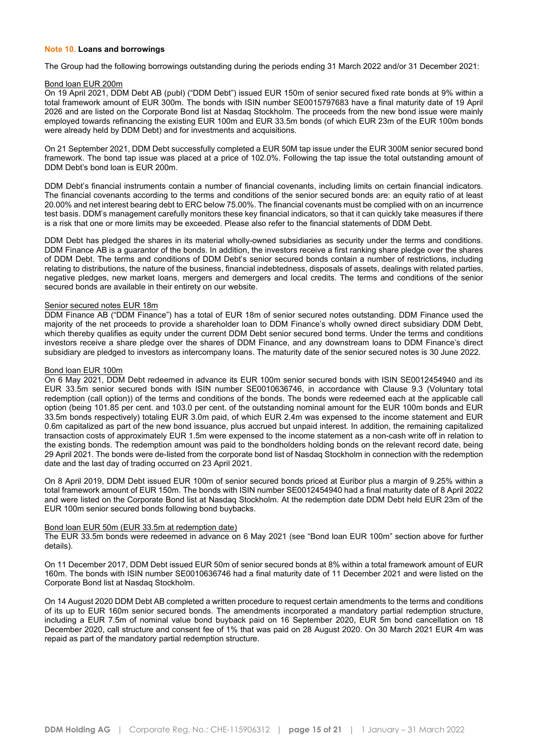**Note 10. Loans and borrowings**

The Group had the following borrowings outstanding during the periods ending 31 March 2022 and/or 31 December 2021:

Bond loan EUR 200m

On 19 April 2021, DDM Debt AB (publ) ("DDM Debt") issued EUR 150m of senior secured fixed rate bonds at 9% within a total framework amount of EUR 300m. The bonds with ISIN number SE0015797683 have a final maturity date of 19 April 2026 and are listed on the Corporate Bond list at Nasdaq Stockholm. The proceeds from the new bond issue were mainly employed towards refinancing the existing EUR 100m and EUR 33.5m bonds (of which EUR 23m of the EUR 100m bonds were already held by DDM Debt) and for investments and acquisitions.

On 21 September 2021, DDM Debt successfully completed a EUR 50M tap issue under the EUR 300M senior secured bond framework. The bond tap issue was placed at a price of 102.0%. Following the tap issue the total outstanding amount of DDM Debt's bond loan is EUR 200m.

DDM Debt's financial instruments contain a number of financial covenants, including limits on certain financial indicators. The financial covenants according to the terms and conditions of the senior secured bonds are: an equity ratio of at least 20.00% and net interest bearing debt to ERC below 75.00%. The financial covenants must be complied with on an incurrence test basis. DDM's management carefully monitors these key financial indicators, so that it can quickly take measures if there is a risk that one or more limits may be exceeded. Please also refer to the financial statements of DDM Debt.

DDM Debt has pledged the shares in its material wholly-owned subsidiaries as security under the terms and conditions. DDM Finance AB is a guarantor of the bonds. In addition, the investors receive a first ranking share pledge over the shares of DDM Debt. The terms and conditions of DDM Debt's senior secured bonds contain a number of restrictions, including relating to distributions, the nature of the business, financial indebtedness, disposals of assets, dealings with related parties, negative pledges, new market loans, mergers and demergers and local credits. The terms and conditions of the senior secured bonds are available in their entirety on our website.

Senior secured notes EUR 18m

DDM Finance AB ("DDM Finance") has a total of EUR 18m of senior secured notes outstanding. DDM Finance used the majority of the net proceeds to provide a shareholder loan to DDM Finance's wholly owned direct subsidiary DDM Debt, which thereby qualifies as equity under the current DDM Debt senior secured bond terms. Under the terms and conditions investors receive a share pledge over the shares of DDM Finance, and any downstream loans to DDM Finance's direct subsidiary are pledged to investors as intercompany loans. The maturity date of the senior secured notes is 30 June 2022.

Bond loan EUR 100m

On 6 May 2021, DDM Debt redeemed in advance its EUR 100m senior secured bonds with ISIN SE0012454940 and its EUR 33.5m senior secured bonds with ISIN number SE0010636746, in accordance with Clause 9.3 (Voluntary total redemption (call option)) of the terms and conditions of the bonds. The bonds were redeemed each at the applicable call option (being 101.85 per cent. and 103.0 per cent. of the outstanding nominal amount for the EUR 100m bonds and EUR 33.5m bonds respectively) totaling EUR 3.0m paid, of which EUR 2.4m was expensed to the income statement and EUR 0.6m capitalized as part of the new bond issuance, plus accrued but unpaid interest. In addition, the remaining capitalized transaction costs of approximately EUR 1.5m were expensed to the income statement as a non-cash write off in relation to the existing bonds. The redemption amount was paid to the bondholders holding bonds on the relevant record date, being 29 April 2021. The bonds were de-listed from the corporate bond list of Nasdaq Stockholm in connection with the redemption date and the last day of trading occurred on 23 April 2021.

On 8 April 2019, DDM Debt issued EUR 100m of senior secured bonds priced at Euribor plus a margin of 9.25% within a total framework amount of EUR 150m. The bonds with ISIN number SE0012454940 had a final maturity date of 8 April 2022 and were listed on the Corporate Bond list at Nasdaq Stockholm. At the redemption date DDM Debt held EUR 23m of the EUR 100m senior secured bonds following bond buybacks.

Bond loan EUR 50m (EUR 33.5m at redemption date)

The EUR 33.5m bonds were redeemed in advance on 6 May 2021 (see "Bond loan EUR 100m" section above for further details).

On 11 December 2017, DDM Debt issued EUR 50m of senior secured bonds at 8% within a total framework amount of EUR 160m. The bonds with ISIN number SE0010636746 had a final maturity date of 11 December 2021 and were listed on the Corporate Bond list at Nasdaq Stockholm.

On 14 August 2020 DDM Debt AB completed a written procedure to request certain amendments to the terms and conditions of its up to EUR 160m senior secured bonds. The amendments incorporated a mandatory partial redemption structure, including a EUR 7.5m of nominal value bond buyback paid on 16 September 2020, EUR 5m bond cancellation on 18 December 2020, call structure and consent fee of 1% that was paid on 28 August 2020. On 30 March 2021 EUR 4m was repaid as part of the mandatory partial redemption structure.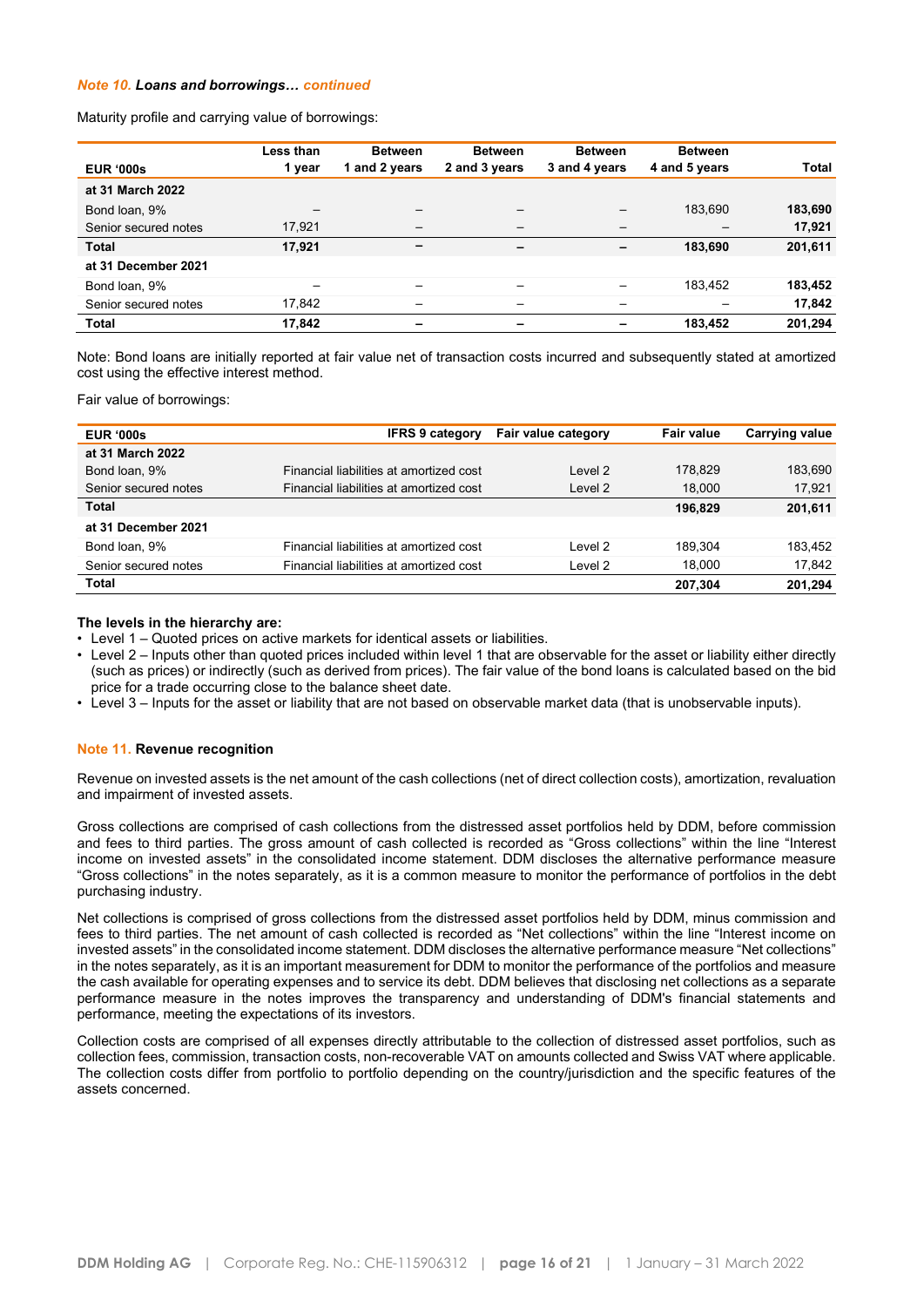***Note 10. Loans and borrowings… continued***

Maturity profile and carrying value of borrowings:

| EUR '000s | Less than 1 year | Between 1 and 2 years | Between 2 and 3 years | Between 3 and 4 years | Between 4 and 5 years | Total |
|---|---|---|---|---|---|---|
| **at 31 March 2022** | | | | | | |
| Bond loan, 9% | – | – | – | – | 183,690 | **183,690** |
| Senior secured notes | 17,921 | – | – | – | – | **17,921** |
| **Total** | **17,921** | **–** | **–** | **–** | **183,690** | **201,611** |
| **at 31 December 2021** | | | | | | |
| Bond loan, 9% | – | – | – | – | 183,452 | **183,452** |
| Senior secured notes | 17,842 | – | – | – | – | **17,842** |
| **Total** | **17,842** | **–** | **–** | **–** | **183,452** | **201,294** |

Note: Bond loans are initially reported at fair value net of transaction costs incurred and subsequently stated at amortized cost using the effective interest method.

Fair value of borrowings:

| EUR '000s | IFRS 9 category | Fair value category | Fair value | Carrying value |
|---|---|---|---|---|
| **at 31 March 2022** | | | | |
| Bond loan, 9% | Financial liabilities at amortized cost | Level 2 | 178,829 | 183,690 |
| Senior secured notes | Financial liabilities at amortized cost | Level 2 | 18,000 | 17,921 |
| **Total** | | | **196,829** | **201,611** |
| **at 31 December 2021** | | | | |
| Bond loan, 9% | Financial liabilities at amortized cost | Level 2 | 189,304 | 183,452 |
| Senior secured notes | Financial liabilities at amortized cost | Level 2 | 18,000 | 17,842 |
| **Total** | | | **207,304** | **201,294** |

**The levels in the hierarchy are:**

- Level 1 – Quoted prices on active markets for identical assets or liabilities.
- Level 2 – Inputs other than quoted prices included within level 1 that are observable for the asset or liability either directly (such as prices) or indirectly (such as derived from prices). The fair value of the bond loans is calculated based on the bid price for a trade occurring close to the balance sheet date.
- Level 3 – Inputs for the asset or liability that are not based on observable market data (that is unobservable inputs).

## Note 11. Revenue recognition

Revenue on invested assets is the net amount of the cash collections (net of direct collection costs), amortization, revaluation and impairment of invested assets.

Gross collections are comprised of cash collections from the distressed asset portfolios held by DDM, before commission and fees to third parties. The gross amount of cash collected is recorded as "Gross collections" within the line "Interest income on invested assets" in the consolidated income statement. DDM discloses the alternative performance measure "Gross collections" in the notes separately, as it is a common measure to monitor the performance of portfolios in the debt purchasing industry.

Net collections is comprised of gross collections from the distressed asset portfolios held by DDM, minus commission and fees to third parties. The net amount of cash collected is recorded as "Net collections" within the line "Interest income on invested assets" in the consolidated income statement. DDM discloses the alternative performance measure "Net collections" in the notes separately, as it is an important measurement for DDM to monitor the performance of the portfolios and measure the cash available for operating expenses and to service its debt. DDM believes that disclosing net collections as a separate performance measure in the notes improves the transparency and understanding of DDM's financial statements and performance, meeting the expectations of its investors.

Collection costs are comprised of all expenses directly attributable to the collection of distressed asset portfolios, such as collection fees, commission, transaction costs, non-recoverable VAT on amounts collected and Swiss VAT where applicable. The collection costs differ from portfolio to portfolio depending on the country/jurisdiction and the specific features of the assets concerned.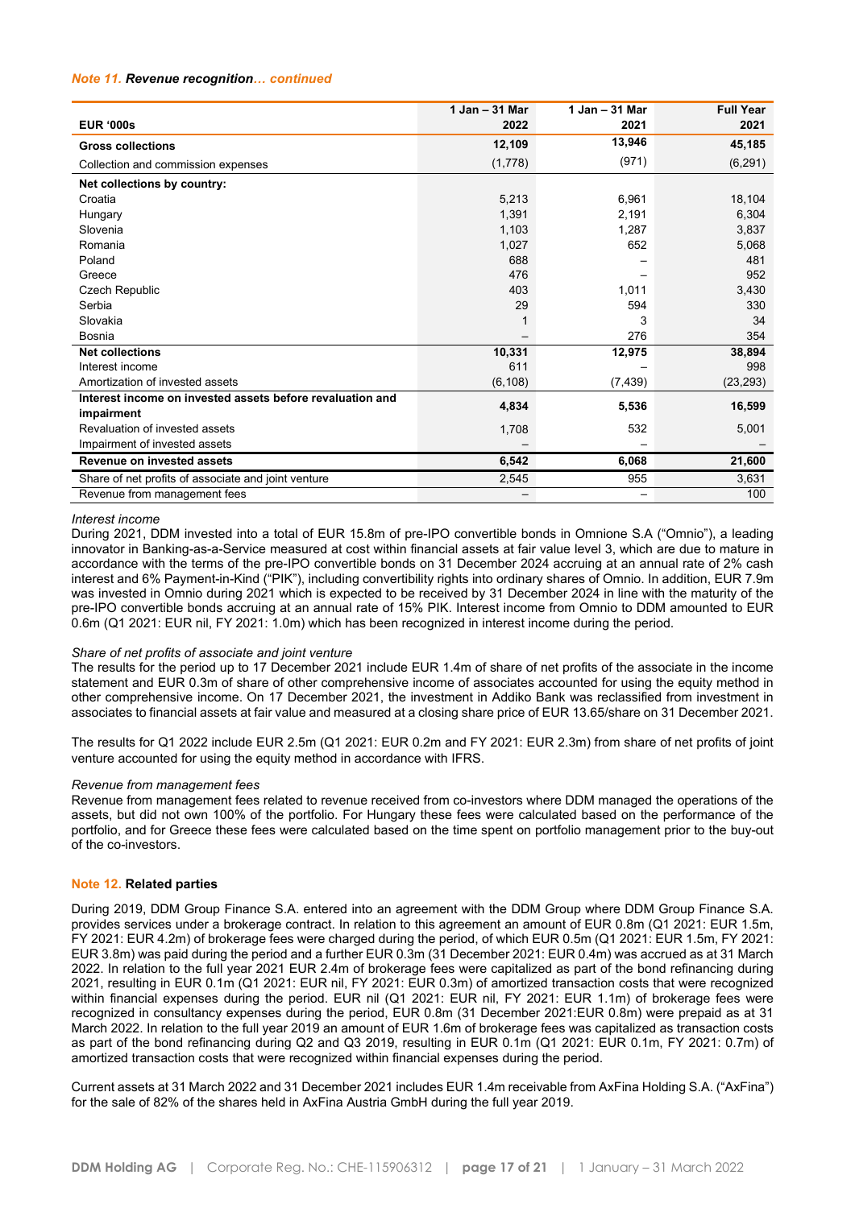*Note 11.* ***Revenue recognition****… continued*

| EUR '000s | 1 Jan – 31 Mar 2022 | 1 Jan – 31 Mar 2021 | Full Year 2021 |
|---|---|---|---|
| **Gross collections** | **12,109** | **13,946** | **45,185** |
| Collection and commission expenses | (1,778) | (971) | (6,291) |
| **Net collections by country:** | | | |
| Croatia | 5,213 | 6,961 | 18,104 |
| Hungary | 1,391 | 2,191 | 6,304 |
| Slovenia | 1,103 | 1,287 | 3,837 |
| Romania | 1,027 | 652 | 5,068 |
| Poland | 688 | – | 481 |
| Greece | 476 | – | 952 |
| Czech Republic | 403 | 1,011 | 3,430 |
| Serbia | 29 | 594 | 330 |
| Slovakia | 1 | 3 | 34 |
| Bosnia | – | 276 | 354 |
| **Net collections** | **10,331** | **12,975** | **38,894** |
| Interest income | 611 | – | 998 |
| Amortization of invested assets | (6,108) | (7,439) | (23,293) |
| **Interest income on invested assets before revaluation and impairment** | **4,834** | **5,536** | **16,599** |
| Revaluation of invested assets | 1,708 | 532 | 5,001 |
| Impairment of invested assets | – | – | – |
| **Revenue on invested assets** | **6,542** | **6,068** | **21,600** |
| Share of net profits of associate and joint venture | 2,545 | 955 | 3,631 |
| Revenue from management fees | – | – | 100 |

*Interest income*

During 2021, DDM invested into a total of EUR 15.8m of pre-IPO convertible bonds in Omnione S.A ("Omnio"), a leading innovator in Banking-as-a-Service measured at cost within financial assets at fair value level 3, which are due to mature in accordance with the terms of the pre-IPO convertible bonds on 31 December 2024 accruing at an annual rate of 2% cash interest and 6% Payment-in-Kind ("PIK"), including convertibility rights into ordinary shares of Omnio. In addition, EUR 7.9m was invested in Omnio during 2021 which is expected to be received by 31 December 2024 in line with the maturity of the pre-IPO convertible bonds accruing at an annual rate of 15% PIK. Interest income from Omnio to DDM amounted to EUR 0.6m (Q1 2021: EUR nil, FY 2021: 1.0m) which has been recognized in interest income during the period.

*Share of net profits of associate and joint venture*

The results for the period up to 17 December 2021 include EUR 1.4m of share of net profits of the associate in the income statement and EUR 0.3m of share of other comprehensive income of associates accounted for using the equity method in other comprehensive income. On 17 December 2021, the investment in Addiko Bank was reclassified from investment in associates to financial assets at fair value and measured at a closing share price of EUR 13.65/share on 31 December 2021.

The results for Q1 2022 include EUR 2.5m (Q1 2021: EUR 0.2m and FY 2021: EUR 2.3m) from share of net profits of joint venture accounted for using the equity method in accordance with IFRS.

*Revenue from management fees*

Revenue from management fees related to revenue received from co-investors where DDM managed the operations of the assets, but did not own 100% of the portfolio. For Hungary these fees were calculated based on the performance of the portfolio, and for Greece these fees were calculated based on the time spent on portfolio management prior to the buy-out of the co-investors.

## Note 12. Related parties

During 2019, DDM Group Finance S.A. entered into an agreement with the DDM Group where DDM Group Finance S.A. provides services under a brokerage contract. In relation to this agreement an amount of EUR 0.8m (Q1 2021: EUR 1.5m, FY 2021: EUR 4.2m) of brokerage fees were charged during the period, of which EUR 0.5m (Q1 2021: EUR 1.5m, FY 2021: EUR 3.8m) was paid during the period and a further EUR 0.3m (31 December 2021: EUR 0.4m) was accrued as at 31 March 2022. In relation to the full year 2021 EUR 2.4m of brokerage fees were capitalized as part of the bond refinancing during 2021, resulting in EUR 0.1m (Q1 2021: EUR nil, FY 2021: EUR 0.3m) of amortized transaction costs that were recognized within financial expenses during the period. EUR nil (Q1 2021: EUR nil, FY 2021: EUR 1.1m) of brokerage fees were recognized in consultancy expenses during the period, EUR 0.8m (31 December 2021:EUR 0.8m) were prepaid as at 31 March 2022. In relation to the full year 2019 an amount of EUR 1.6m of brokerage fees was capitalized as transaction costs as part of the bond refinancing during Q2 and Q3 2019, resulting in EUR 0.1m (Q1 2021: EUR 0.1m, FY 2021: 0.7m) of amortized transaction costs that were recognized within financial expenses during the period.

Current assets at 31 March 2022 and 31 December 2021 includes EUR 1.4m receivable from AxFina Holding S.A. ("AxFina") for the sale of 82% of the shares held in AxFina Austria GmbH during the full year 2019.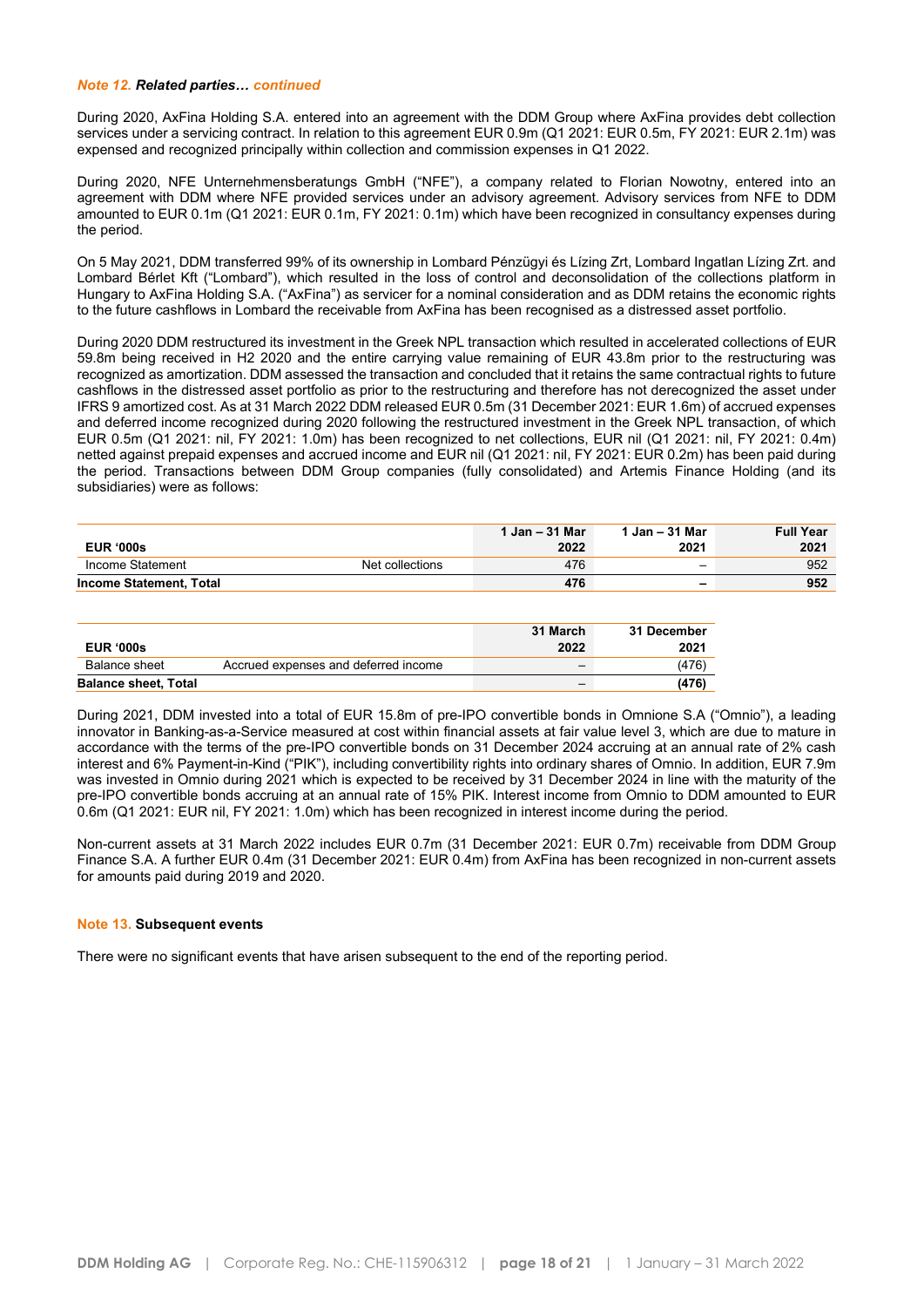### *Note 12. Related parties… continued*

During 2020, AxFina Holding S.A. entered into an agreement with the DDM Group where AxFina provides debt collection services under a servicing contract. In relation to this agreement EUR 0.9m (Q1 2021: EUR 0.5m, FY 2021: EUR 2.1m) was expensed and recognized principally within collection and commission expenses in Q1 2022.

During 2020, NFE Unternehmensberatungs GmbH ("NFE"), a company related to Florian Nowotny, entered into an agreement with DDM where NFE provided services under an advisory agreement. Advisory services from NFE to DDM amounted to EUR 0.1m (Q1 2021: EUR 0.1m, FY 2021: 0.1m) which have been recognized in consultancy expenses during the period.

On 5 May 2021, DDM transferred 99% of its ownership in Lombard Pénzügyi és Lízing Zrt, Lombard Ingatlan Lízing Zrt. and Lombard Bérlet Kft ("Lombard"), which resulted in the loss of control and deconsolidation of the collections platform in Hungary to AxFina Holding S.A. ("AxFina") as servicer for a nominal consideration and as DDM retains the economic rights to the future cashflows in Lombard the receivable from AxFina has been recognised as a distressed asset portfolio.

During 2020 DDM restructured its investment in the Greek NPL transaction which resulted in accelerated collections of EUR 59.8m being received in H2 2020 and the entire carrying value remaining of EUR 43.8m prior to the restructuring was recognized as amortization. DDM assessed the transaction and concluded that it retains the same contractual rights to future cashflows in the distressed asset portfolio as prior to the restructuring and therefore has not derecognized the asset under IFRS 9 amortized cost. As at 31 March 2022 DDM released EUR 0.5m (31 December 2021: EUR 1.6m) of accrued expenses and deferred income recognized during 2020 following the restructured investment in the Greek NPL transaction, of which EUR 0.5m (Q1 2021: nil, FY 2021: 1.0m) has been recognized to net collections, EUR nil (Q1 2021: nil, FY 2021: 0.4m) netted against prepaid expenses and accrued income and EUR nil (Q1 2021: nil, FY 2021: EUR 0.2m) has been paid during the period. Transactions between DDM Group companies (fully consolidated) and Artemis Finance Holding (and its subsidiaries) were as follows:

| EUR '000s | | 1 Jan – 31 Mar 2022 | 1 Jan – 31 Mar 2021 | Full Year 2021 |
|---|---|---|---|---|
| Income Statement | Net collections | 476 | – | 952 |
| **Income Statement, Total** | | **476** | **–** | **952** |

| EUR '000s | | 31 March 2022 | 31 December 2021 |
|---|---|---|---|
| Balance sheet | Accrued expenses and deferred income | – | (476) |
| **Balance sheet, Total** | | **–** | **(476)** |

During 2021, DDM invested into a total of EUR 15.8m of pre-IPO convertible bonds in Omnione S.A ("Omnio"), a leading innovator in Banking-as-a-Service measured at cost within financial assets at fair value level 3, which are due to mature in accordance with the terms of the pre-IPO convertible bonds on 31 December 2024 accruing at an annual rate of 2% cash interest and 6% Payment-in-Kind ("PIK"), including convertibility rights into ordinary shares of Omnio. In addition, EUR 7.9m was invested in Omnio during 2021 which is expected to be received by 31 December 2024 in line with the maturity of the pre-IPO convertible bonds accruing at an annual rate of 15% PIK. Interest income from Omnio to DDM amounted to EUR 0.6m (Q1 2021: EUR nil, FY 2021: 1.0m) which has been recognized in interest income during the period.

Non-current assets at 31 March 2022 includes EUR 0.7m (31 December 2021: EUR 0.7m) receivable from DDM Group Finance S.A. A further EUR 0.4m (31 December 2021: EUR 0.4m) from AxFina has been recognized in non-current assets for amounts paid during 2019 and 2020.

### Note 13. Subsequent events

There were no significant events that have arisen subsequent to the end of the reporting period.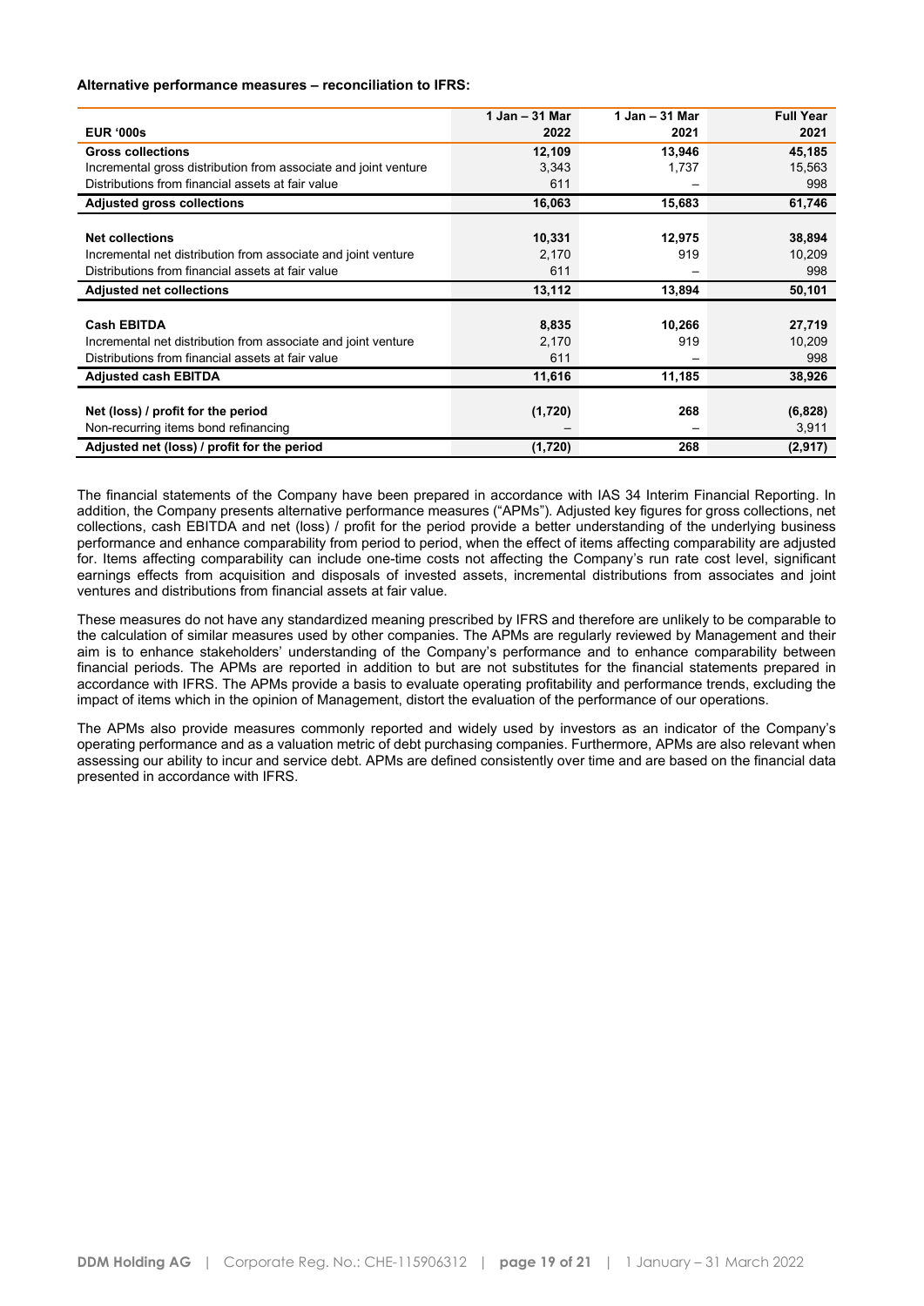**Alternative performance measures – reconciliation to IFRS:**

| EUR '000s | 1 Jan – 31 Mar 2022 | 1 Jan – 31 Mar 2021 | Full Year 2021 |
|---|---|---|---|
| **Gross collections** | **12,109** | **13,946** | **45,185** |
| Incremental gross distribution from associate and joint venture | 3,343 | 1,737 | 15,563 |
| Distributions from financial assets at fair value | 611 | – | 998 |
| **Adjusted gross collections** | **16,063** | **15,683** | **61,746** |
| | | | |
| **Net collections** | **10,331** | **12,975** | **38,894** |
| Incremental net distribution from associate and joint venture | 2,170 | 919 | 10,209 |
| Distributions from financial assets at fair value | 611 | – | 998 |
| **Adjusted net collections** | **13,112** | **13,894** | **50,101** |
| | | | |
| **Cash EBITDA** | **8,835** | **10,266** | **27,719** |
| Incremental net distribution from associate and joint venture | 2,170 | 919 | 10,209 |
| Distributions from financial assets at fair value | 611 | – | 998 |
| **Adjusted cash EBITDA** | **11,616** | **11,185** | **38,926** |
| | | | |
| **Net (loss) / profit for the period** | **(1,720)** | **268** | **(6,828)** |
| Non-recurring items bond refinancing | – | – | 3,911 |
| **Adjusted net (loss) / profit for the period** | **(1,720)** | **268** | **(2,917)** |

The financial statements of the Company have been prepared in accordance with IAS 34 Interim Financial Reporting. In addition, the Company presents alternative performance measures ("APMs"). Adjusted key figures for gross collections, net collections, cash EBITDA and net (loss) / profit for the period provide a better understanding of the underlying business performance and enhance comparability from period to period, when the effect of items affecting comparability are adjusted for. Items affecting comparability can include one-time costs not affecting the Company's run rate cost level, significant earnings effects from acquisition and disposals of invested assets, incremental distributions from associates and joint ventures and distributions from financial assets at fair value.

These measures do not have any standardized meaning prescribed by IFRS and therefore are unlikely to be comparable to the calculation of similar measures used by other companies. The APMs are regularly reviewed by Management and their aim is to enhance stakeholders' understanding of the Company's performance and to enhance comparability between financial periods. The APMs are reported in addition to but are not substitutes for the financial statements prepared in accordance with IFRS. The APMs provide a basis to evaluate operating profitability and performance trends, excluding the impact of items which in the opinion of Management, distort the evaluation of the performance of our operations.

The APMs also provide measures commonly reported and widely used by investors as an indicator of the Company's operating performance and as a valuation metric of debt purchasing companies. Furthermore, APMs are also relevant when assessing our ability to incur and service debt. APMs are defined consistently over time and are based on the financial data presented in accordance with IFRS.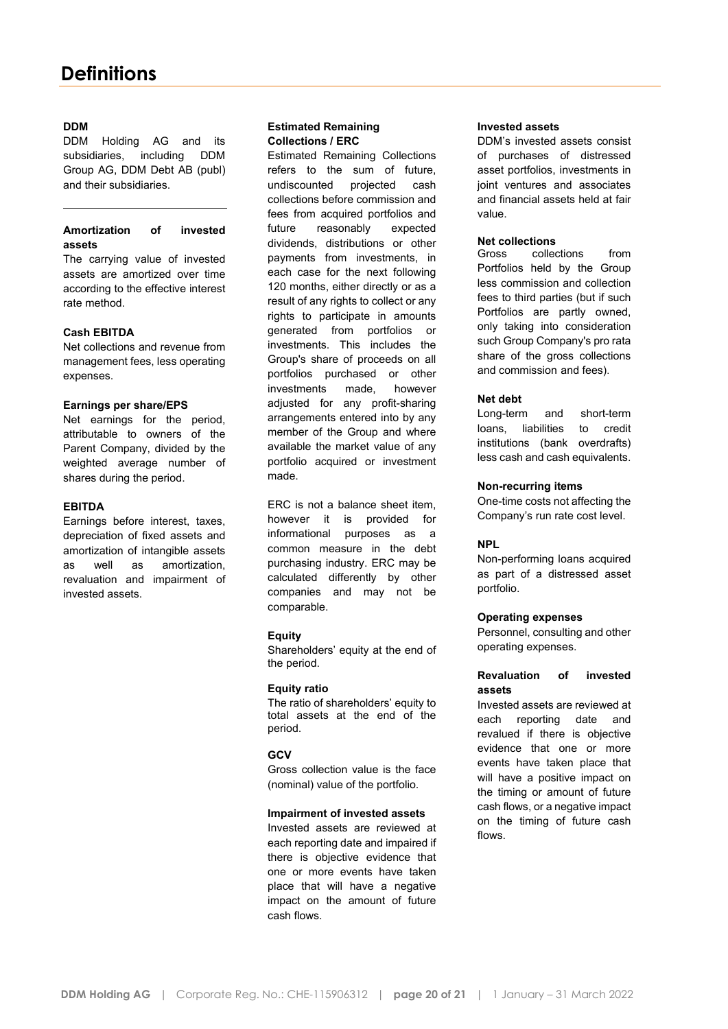# Definitions

**DDM**
DDM Holding AG and its subsidiaries, including DDM Group AG, DDM Debt AB (publ) and their subsidiaries.

---

**Amortization of invested assets**
The carrying value of invested assets are amortized over time according to the effective interest rate method.

**Cash EBITDA**
Net collections and revenue from management fees, less operating expenses.

**Earnings per share/EPS**
Net earnings for the period, attributable to owners of the Parent Company, divided by the weighted average number of shares during the period.

**EBITDA**
Earnings before interest, taxes, depreciation of fixed assets and amortization of intangible assets as well as amortization, revaluation and impairment of invested assets.

**Estimated Remaining Collections / ERC**
Estimated Remaining Collections refers to the sum of future, undiscounted projected cash collections before commission and fees from acquired portfolios and future reasonably expected dividends, distributions or other payments from investments, in each case for the next following 120 months, either directly or as a result of any rights to collect or any rights to participate in amounts generated from portfolios or investments. This includes the Group's share of proceeds on all portfolios purchased or other investments made, however adjusted for any profit-sharing arrangements entered into by any member of the Group and where available the market value of any portfolio acquired or investment made.

ERC is not a balance sheet item, however it is provided for informational purposes as a common measure in the debt purchasing industry. ERC may be calculated differently by other companies and may not be comparable.

**Equity**
Shareholders' equity at the end of the period.

**Equity ratio**
The ratio of shareholders' equity to total assets at the end of the period.

**GCV**
Gross collection value is the face (nominal) value of the portfolio.

**Impairment of invested assets**
Invested assets are reviewed at each reporting date and impaired if there is objective evidence that one or more events have taken place that will have a negative impact on the amount of future cash flows.

**Invested assets**
DDM's invested assets consist of purchases of distressed asset portfolios, investments in joint ventures and associates and financial assets held at fair value.

**Net collections**
Gross collections from Portfolios held by the Group less commission and collection fees to third parties (but if such Portfolios are partly owned, only taking into consideration such Group Company's pro rata share of the gross collections and commission and fees).

**Net debt**
Long-term and short-term loans, liabilities to credit institutions (bank overdrafts) less cash and cash equivalents.

**Non-recurring items**
One-time costs not affecting the Company's run rate cost level.

**NPL**
Non-performing loans acquired as part of a distressed asset portfolio.

**Operating expenses**
Personnel, consulting and other operating expenses.

**Revaluation of invested assets**
Invested assets are reviewed at each reporting date and revalued if there is objective evidence that one or more events have taken place that will have a positive impact on the timing or amount of future cash flows, or a negative impact on the timing of future cash flows.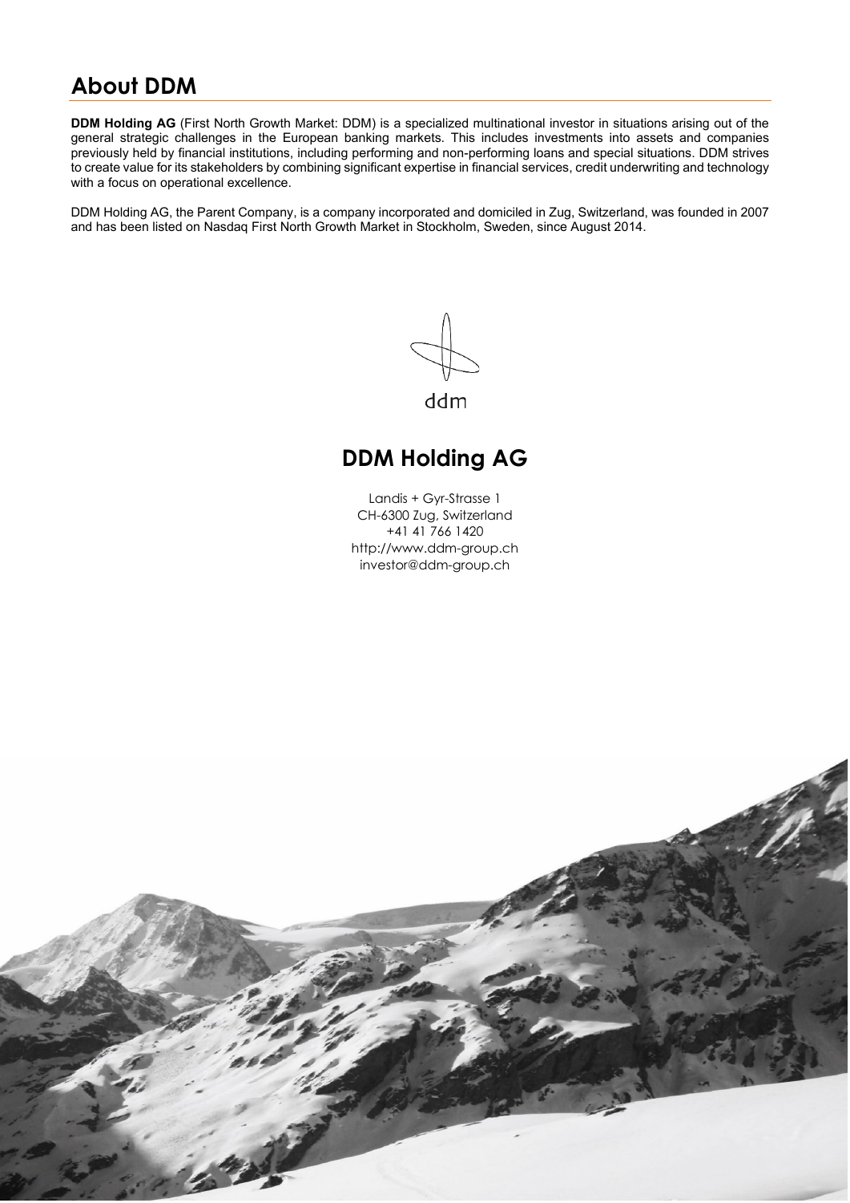## About DDM

**DDM Holding AG** (First North Growth Market: DDM) is a specialized multinational investor in situations arising out of the general strategic challenges in the European banking markets. This includes investments into assets and companies previously held by financial institutions, including performing and non-performing loans and special situations. DDM strives to create value for its stakeholders by combining significant expertise in financial services, credit underwriting and technology with a focus on operational excellence.

DDM Holding AG, the Parent Company, is a company incorporated and domiciled in Zug, Switzerland, was founded in 2007 and has been listed on Nasdaq First North Growth Market in Stockholm, Sweden, since August 2014.

ddm

## DDM Holding AG

Landis + Gyr-Strasse 1
CH-6300 Zug, Switzerland
+41 41 766 1420
http://www.ddm-group.ch
investor@ddm-group.ch